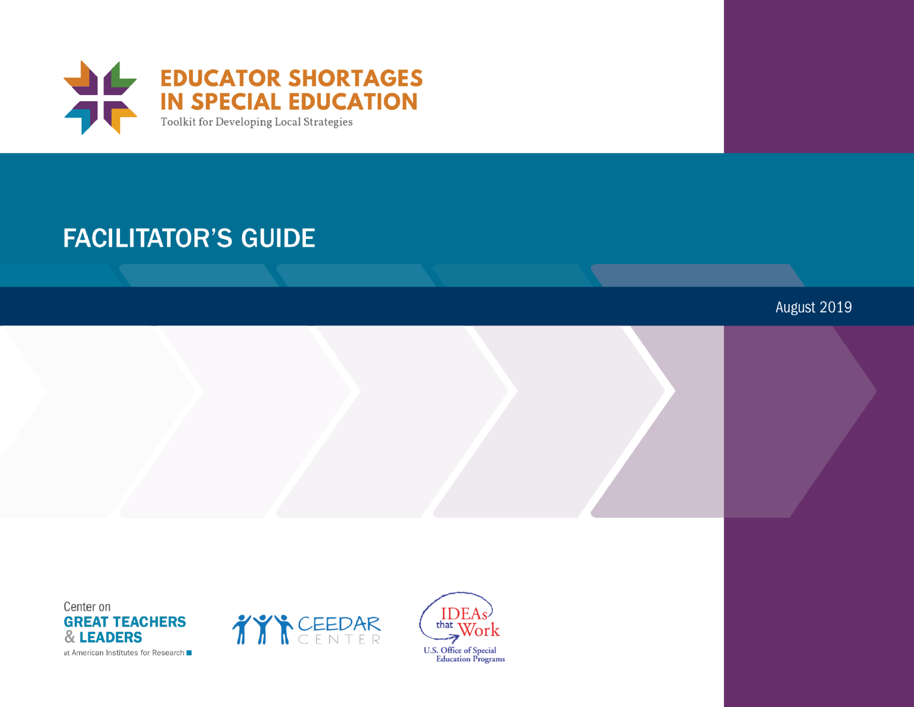# EDUCATOR SHORTAGES IN SPECIAL EDUCATION

Toolkit for Developing Local Strategies

## FACILITATOR'S GUIDE

August 2019

Center on
**GREAT TEACHERS & LEADERS**
at American Institutes for Research

CEEDAR CENTER

IDEAs that Work
U.S. Office of Special Education Programs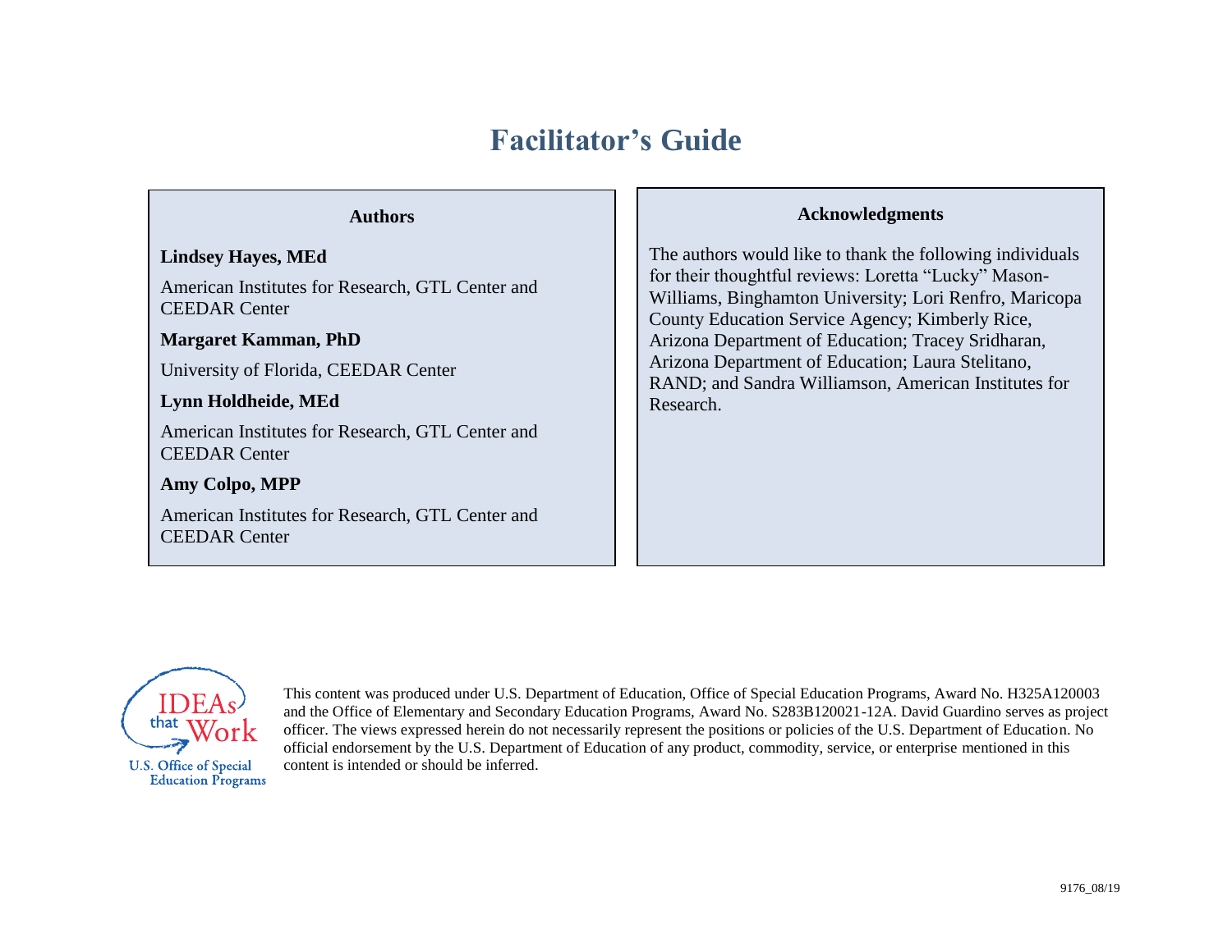# Facilitator's Guide

## Authors

**Lindsey Hayes, MEd**

American Institutes for Research, GTL Center and CEEDAR Center

**Margaret Kamman, PhD**

University of Florida, CEEDAR Center

**Lynn Holdheide, MEd**

American Institutes for Research, GTL Center and CEEDAR Center

**Amy Colpo, MPP**

American Institutes for Research, GTL Center and CEEDAR Center

## Acknowledgments

The authors would like to thank the following individuals for their thoughtful reviews: Loretta "Lucky" Mason-Williams, Binghamton University; Lori Renfro, Maricopa County Education Service Agency; Kimberly Rice, Arizona Department of Education; Tracey Sridharan, Arizona Department of Education; Laura Stelitano, RAND; and Sandra Williamson, American Institutes for Research.

IDEAs that Work
U.S. Office of Special Education Programs

This content was produced under U.S. Department of Education, Office of Special Education Programs, Award No. H325A120003 and the Office of Elementary and Secondary Education Programs, Award No. S283B120021-12A. David Guardino serves as project officer. The views expressed herein do not necessarily represent the positions or policies of the U.S. Department of Education. No official endorsement by the U.S. Department of Education of any product, commodity, service, or enterprise mentioned in this content is intended or should be inferred.

9176_08/19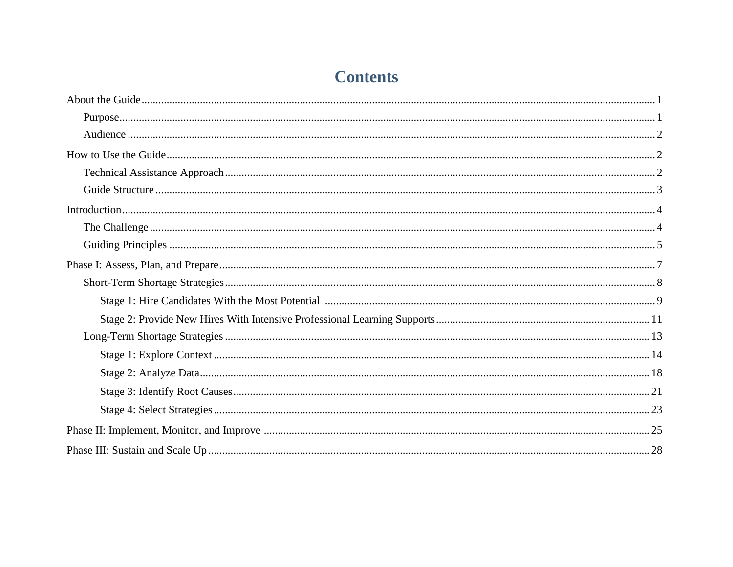# Contents

About the Guide .......... 1

- Purpose .......... 1
- Audience .......... 2

How to Use the Guide .......... 2

- Technical Assistance Approach .......... 2
- Guide Structure .......... 3

Introduction .......... 4

- The Challenge .......... 4
- Guiding Principles .......... 5

Phase I: Assess, Plan, and Prepare .......... 7

- Short-Term Shortage Strategies .......... 8
  - Stage 1: Hire Candidates With the Most Potential .......... 9
  - Stage 2: Provide New Hires With Intensive Professional Learning Supports .......... 11
- Long-Term Shortage Strategies .......... 13
  - Stage 1: Explore Context .......... 14
  - Stage 2: Analyze Data .......... 18
  - Stage 3: Identify Root Causes .......... 21
  - Stage 4: Select Strategies .......... 23

Phase II: Implement, Monitor, and Improve .......... 25

Phase III: Sustain and Scale Up .......... 28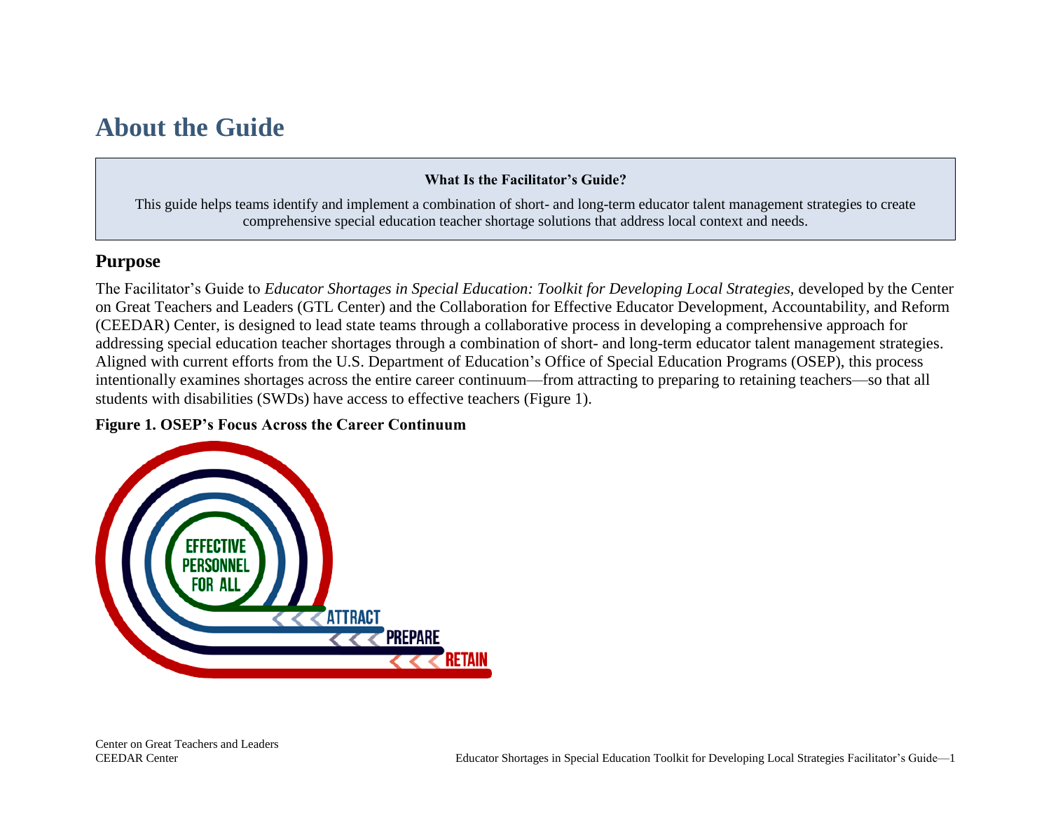# About the Guide

**What Is the Facilitator's Guide?**

This guide helps teams identify and implement a combination of short- and long-term educator talent management strategies to create comprehensive special education teacher shortage solutions that address local context and needs.

## Purpose

The Facilitator's Guide to *Educator Shortages in Special Education: Toolkit for Developing Local Strategies*, developed by the Center on Great Teachers and Leaders (GTL Center) and the Collaboration for Effective Educator Development, Accountability, and Reform (CEEDAR) Center, is designed to lead state teams through a collaborative process in developing a comprehensive approach for addressing special education teacher shortages through a combination of short- and long-term educator talent management strategies. Aligned with current efforts from the U.S. Department of Education's Office of Special Education Programs (OSEP), this process intentionally examines shortages across the entire career continuum—from attracting to preparing to retaining teachers—so that all students with disabilities (SWDs) have access to effective teachers (Figure 1).

**Figure 1. OSEP's Focus Across the Career Continuum**

EFFECTIVE PERSONNEL FOR ALL

ATTRACT

PREPARE

RETAIN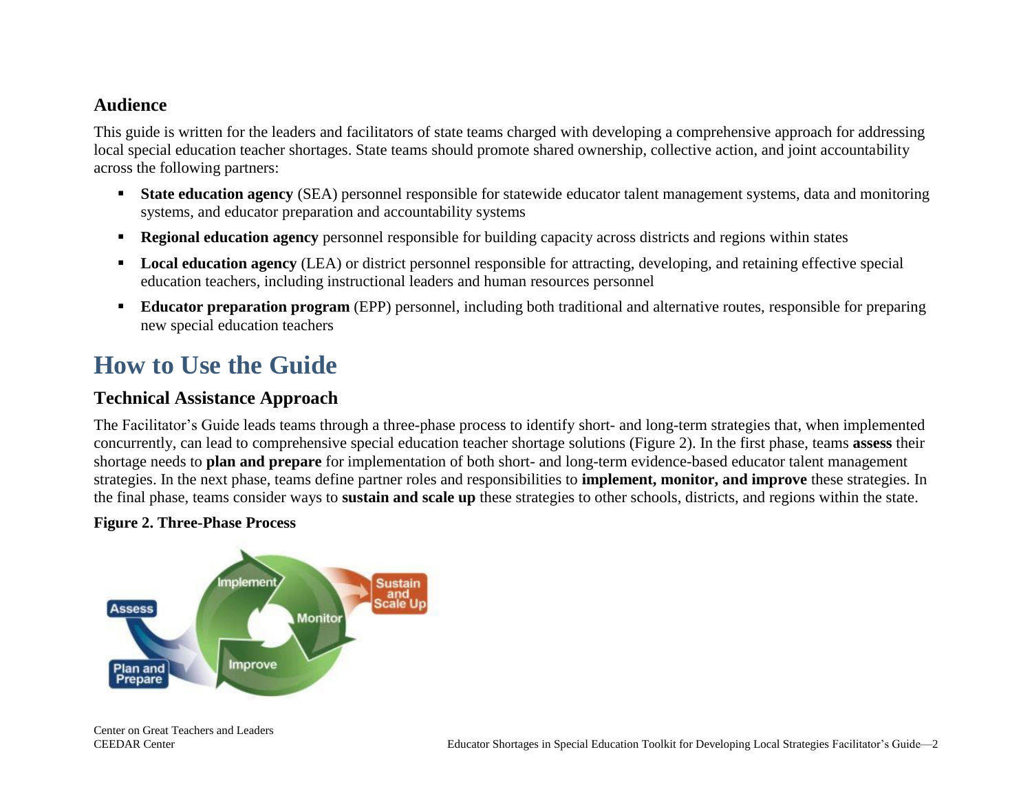### Audience

This guide is written for the leaders and facilitators of state teams charged with developing a comprehensive approach for addressing local special education teacher shortages. State teams should promote shared ownership, collective action, and joint accountability across the following partners:

- **State education agency** (SEA) personnel responsible for statewide educator talent management systems, data and monitoring systems, and educator preparation and accountability systems
- **Regional education agency** personnel responsible for building capacity across districts and regions within states
- **Local education agency** (LEA) or district personnel responsible for attracting, developing, and retaining effective special education teachers, including instructional leaders and human resources personnel
- **Educator preparation program** (EPP) personnel, including both traditional and alternative routes, responsible for preparing new special education teachers

## How to Use the Guide

### Technical Assistance Approach

The Facilitator's Guide leads teams through a three-phase process to identify short- and long-term strategies that, when implemented concurrently, can lead to comprehensive special education teacher shortage solutions (Figure 2). In the first phase, teams **assess** their shortage needs to **plan and prepare** for implementation of both short- and long-term evidence-based educator talent management strategies. In the next phase, teams define partner roles and responsibilities to **implement, monitor, and improve** these strategies. In the final phase, teams consider ways to **sustain and scale up** these strategies to other schools, districts, and regions within the state.

**Figure 2. Three-Phase Process**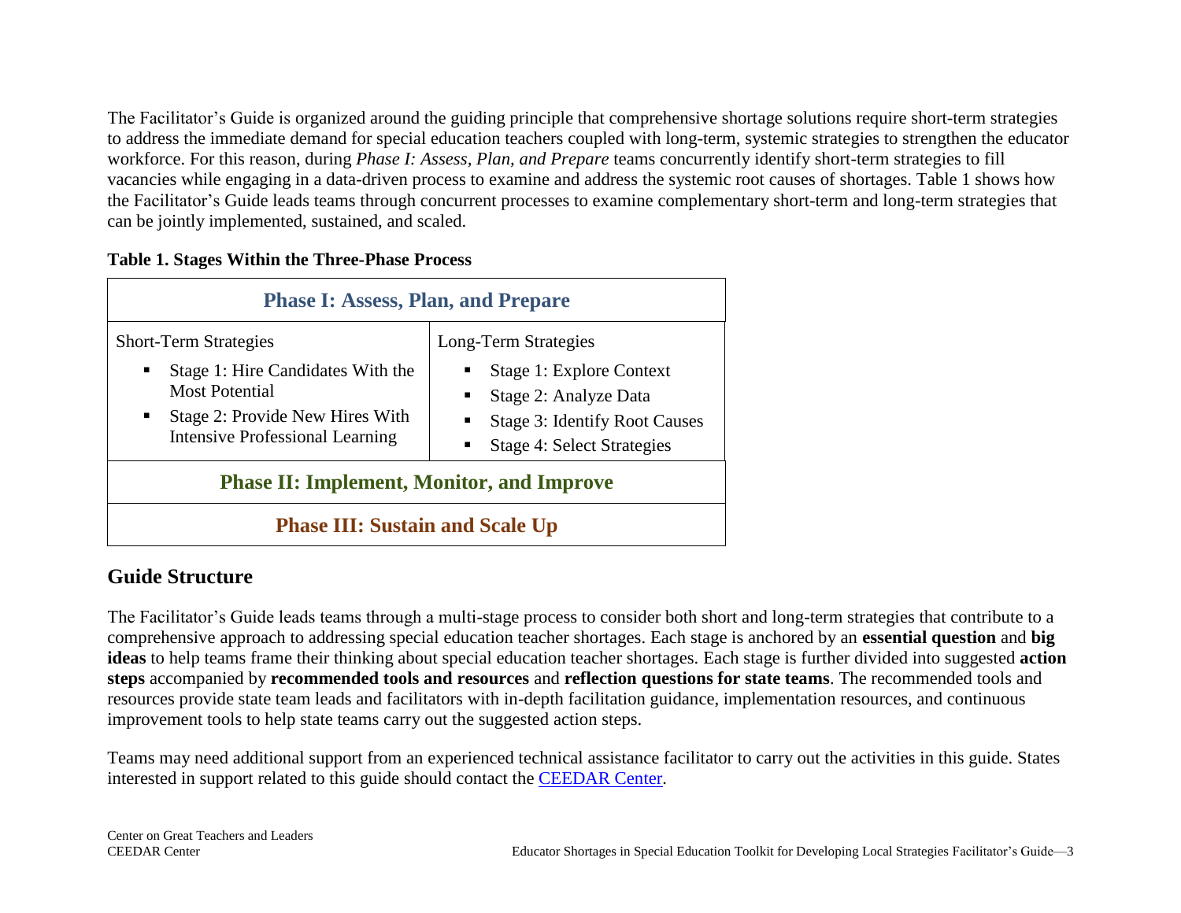The Facilitator's Guide is organized around the guiding principle that comprehensive shortage solutions require short-term strategies to address the immediate demand for special education teachers coupled with long-term, systemic strategies to strengthen the educator workforce. For this reason, during *Phase I: Assess, Plan, and Prepare* teams concurrently identify short-term strategies to fill vacancies while engaging in a data-driven process to examine and address the systemic root causes of shortages. Table 1 shows how the Facilitator's Guide leads teams through concurrent processes to examine complementary short-term and long-term strategies that can be jointly implemented, sustained, and scaled.

**Table 1. Stages Within the Three-Phase Process**

| **Phase I: Assess, Plan, and Prepare** | |
|---|---|
| Short-Term Strategies<br>▪ Stage 1: Hire Candidates With the Most Potential<br>▪ Stage 2: Provide New Hires With Intensive Professional Learning | Long-Term Strategies<br>▪ Stage 1: Explore Context<br>▪ Stage 2: Analyze Data<br>▪ Stage 3: Identify Root Causes<br>▪ Stage 4: Select Strategies |
| **Phase II: Implement, Monitor, and Improve** | |
| **Phase III: Sustain and Scale Up** | |

## Guide Structure

The Facilitator's Guide leads teams through a multi-stage process to consider both short and long-term strategies that contribute to a comprehensive approach to addressing special education teacher shortages. Each stage is anchored by an **essential question** and **big ideas** to help teams frame their thinking about special education teacher shortages. Each stage is further divided into suggested **action steps** accompanied by **recommended tools and resources** and **reflection questions for state teams**. The recommended tools and resources provide state team leads and facilitators with in-depth facilitation guidance, implementation resources, and continuous improvement tools to help state teams carry out the suggested action steps.

Teams may need additional support from an experienced technical assistance facilitator to carry out the activities in this guide. States interested in support related to this guide should contact the CEEDAR Center.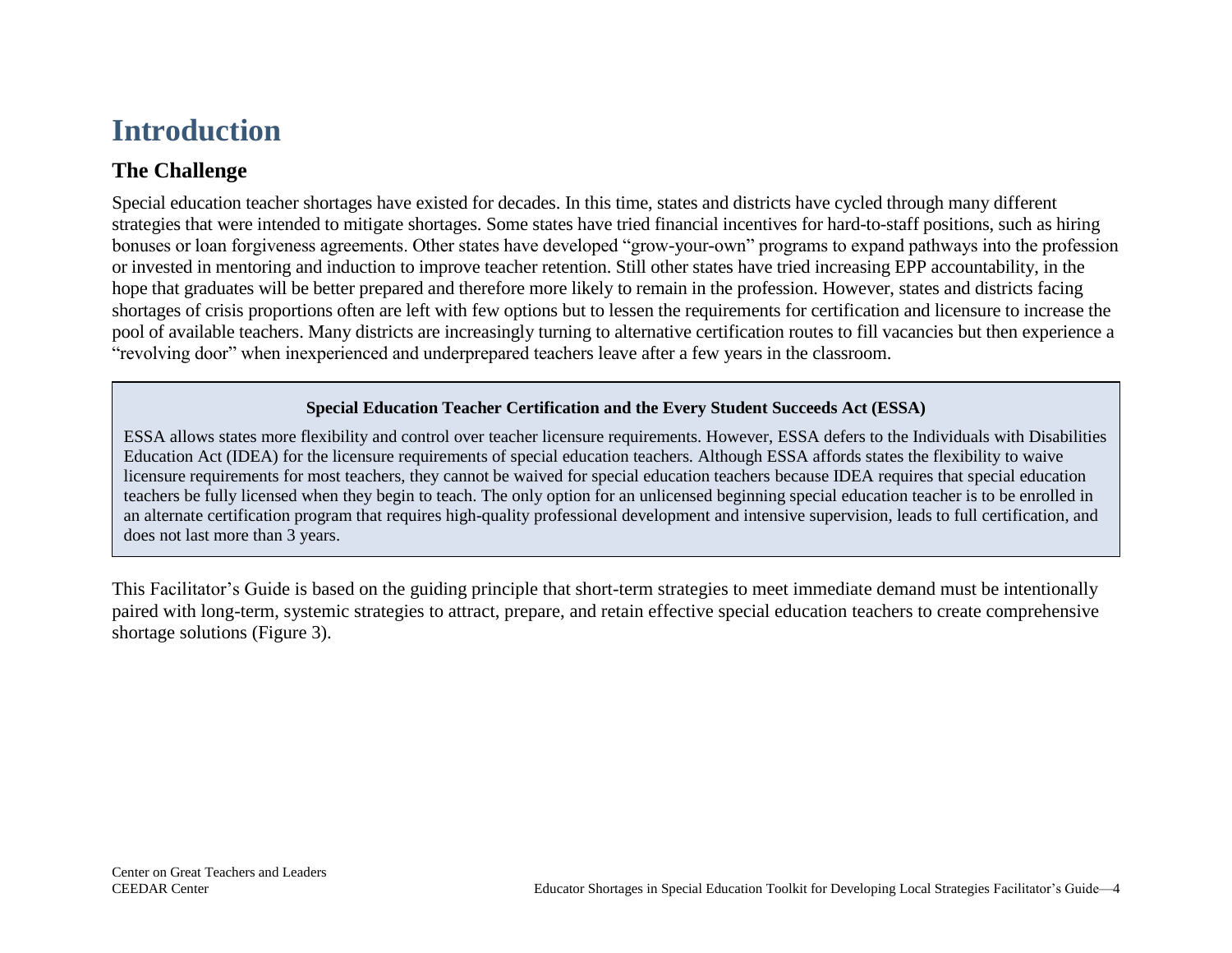# Introduction

## The Challenge

Special education teacher shortages have existed for decades. In this time, states and districts have cycled through many different strategies that were intended to mitigate shortages. Some states have tried financial incentives for hard-to-staff positions, such as hiring bonuses or loan forgiveness agreements. Other states have developed "grow-your-own" programs to expand pathways into the profession or invested in mentoring and induction to improve teacher retention. Still other states have tried increasing EPP accountability, in the hope that graduates will be better prepared and therefore more likely to remain in the profession. However, states and districts facing shortages of crisis proportions often are left with few options but to lessen the requirements for certification and licensure to increase the pool of available teachers. Many districts are increasingly turning to alternative certification routes to fill vacancies but then experience a "revolving door" when inexperienced and underprepared teachers leave after a few years in the classroom.

> **Special Education Teacher Certification and the Every Student Succeeds Act (ESSA)**
>
> ESSA allows states more flexibility and control over teacher licensure requirements. However, ESSA defers to the Individuals with Disabilities Education Act (IDEA) for the licensure requirements of special education teachers. Although ESSA affords states the flexibility to waive licensure requirements for most teachers, they cannot be waived for special education teachers because IDEA requires that special education teachers be fully licensed when they begin to teach. The only option for an unlicensed beginning special education teacher is to be enrolled in an alternate certification program that requires high-quality professional development and intensive supervision, leads to full certification, and does not last more than 3 years.

This Facilitator's Guide is based on the guiding principle that short-term strategies to meet immediate demand must be intentionally paired with long-term, systemic strategies to attract, prepare, and retain effective special education teachers to create comprehensive shortage solutions (Figure 3).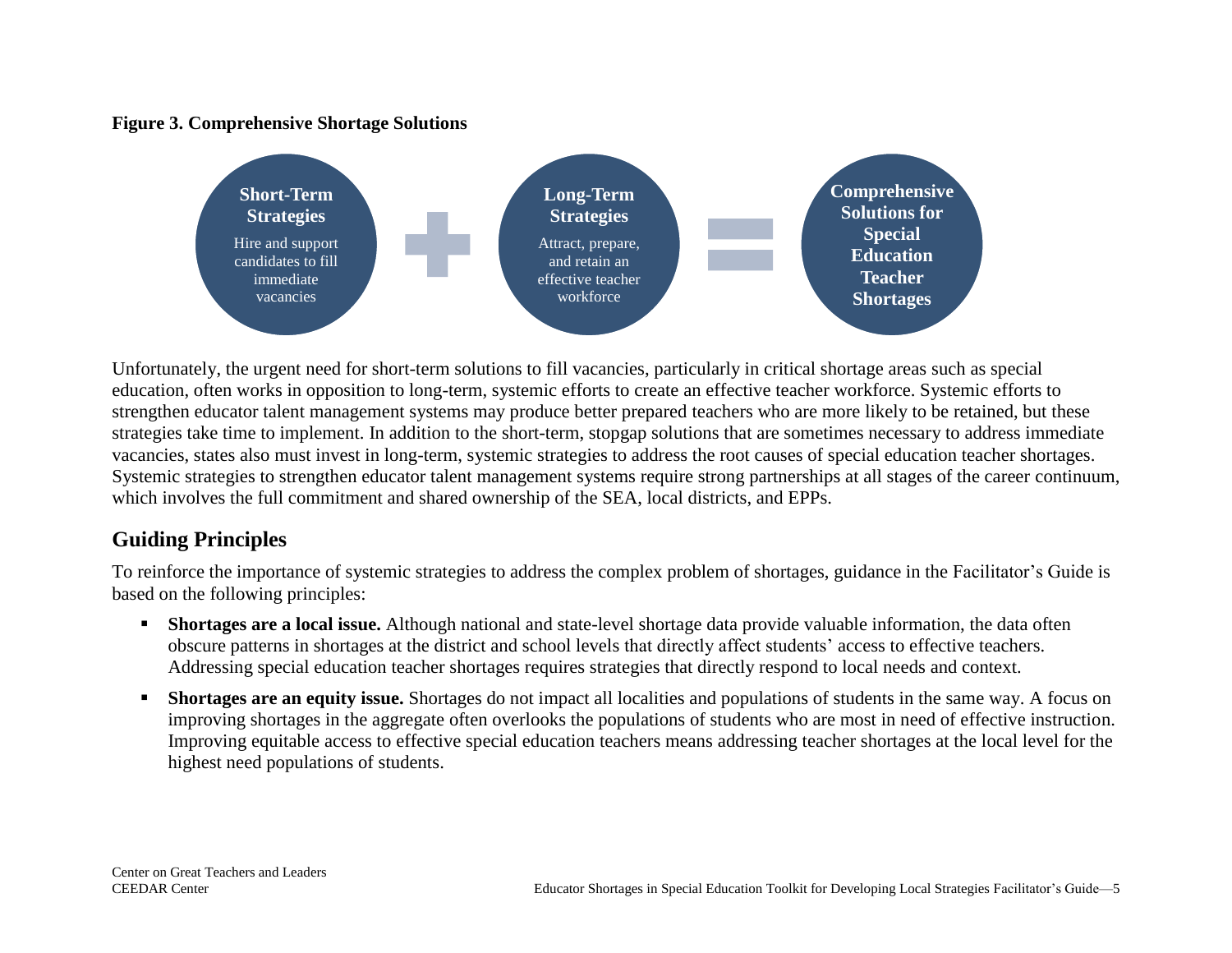**Figure 3. Comprehensive Shortage Solutions**

**Short-Term Strategies**
Hire and support candidates to fill immediate vacancies

+

**Long-Term Strategies**
Attract, prepare, and retain an effective teacher workforce

=

**Comprehensive Solutions for Special Education Teacher Shortages**

Unfortunately, the urgent need for short-term solutions to fill vacancies, particularly in critical shortage areas such as special education, often works in opposition to long-term, systemic efforts to create an effective teacher workforce. Systemic efforts to strengthen educator talent management systems may produce better prepared teachers who are more likely to be retained, but these strategies take time to implement. In addition to the short-term, stopgap solutions that are sometimes necessary to address immediate vacancies, states also must invest in long-term, systemic strategies to address the root causes of special education teacher shortages. Systemic strategies to strengthen educator talent management systems require strong partnerships at all stages of the career continuum, which involves the full commitment and shared ownership of the SEA, local districts, and EPPs.

## Guiding Principles

To reinforce the importance of systemic strategies to address the complex problem of shortages, guidance in the Facilitator's Guide is based on the following principles:

- **Shortages are a local issue.** Although national and state-level shortage data provide valuable information, the data often obscure patterns in shortages at the district and school levels that directly affect students' access to effective teachers. Addressing special education teacher shortages requires strategies that directly respond to local needs and context.
- **Shortages are an equity issue.** Shortages do not impact all localities and populations of students in the same way. A focus on improving shortages in the aggregate often overlooks the populations of students who are most in need of effective instruction. Improving equitable access to effective special education teachers means addressing teacher shortages at the local level for the highest need populations of students.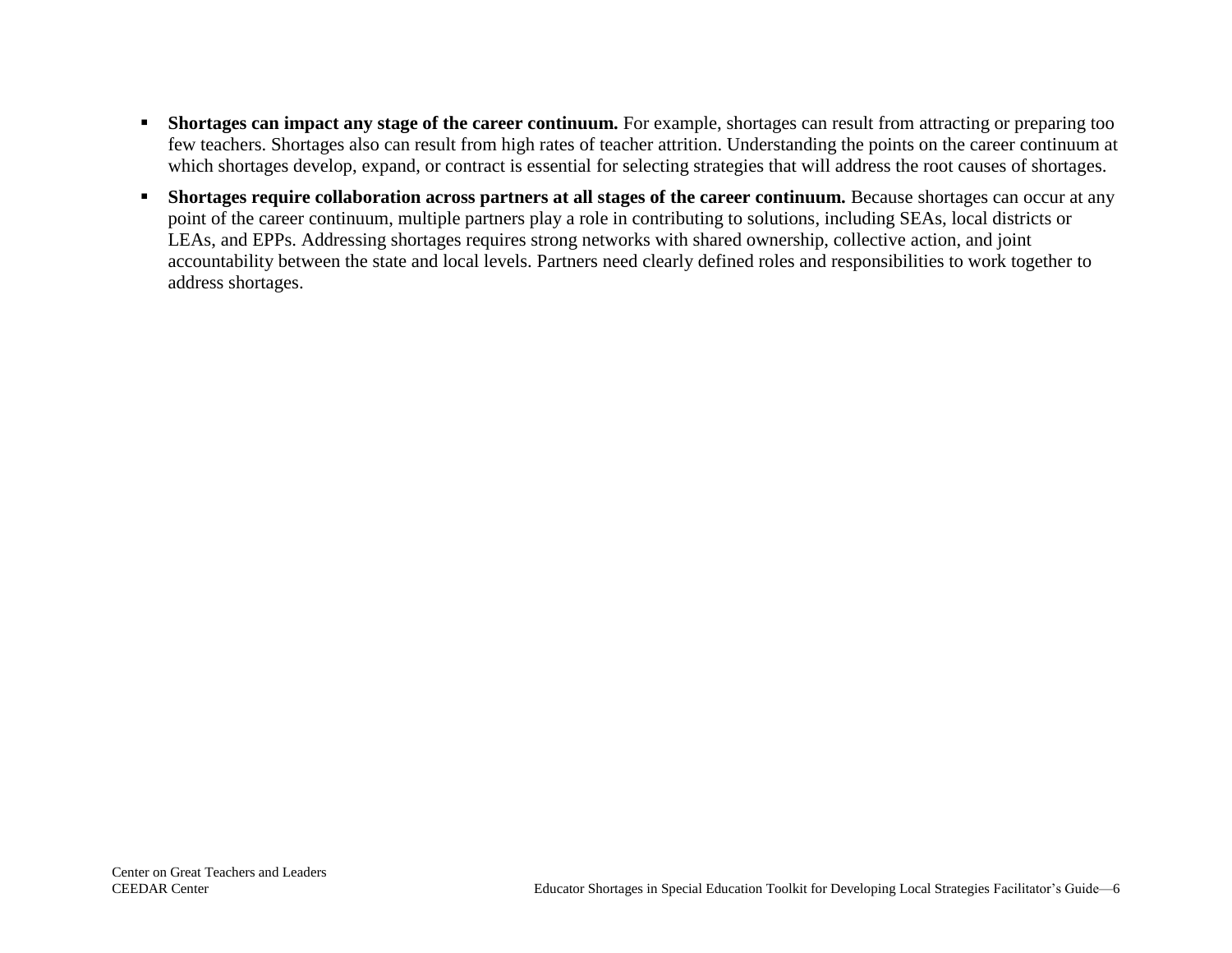- **Shortages can impact any stage of the career continuum.** For example, shortages can result from attracting or preparing too few teachers. Shortages also can result from high rates of teacher attrition. Understanding the points on the career continuum at which shortages develop, expand, or contract is essential for selecting strategies that will address the root causes of shortages.
- **Shortages require collaboration across partners at all stages of the career continuum.** Because shortages can occur at any point of the career continuum, multiple partners play a role in contributing to solutions, including SEAs, local districts or LEAs, and EPPs. Addressing shortages requires strong networks with shared ownership, collective action, and joint accountability between the state and local levels. Partners need clearly defined roles and responsibilities to work together to address shortages.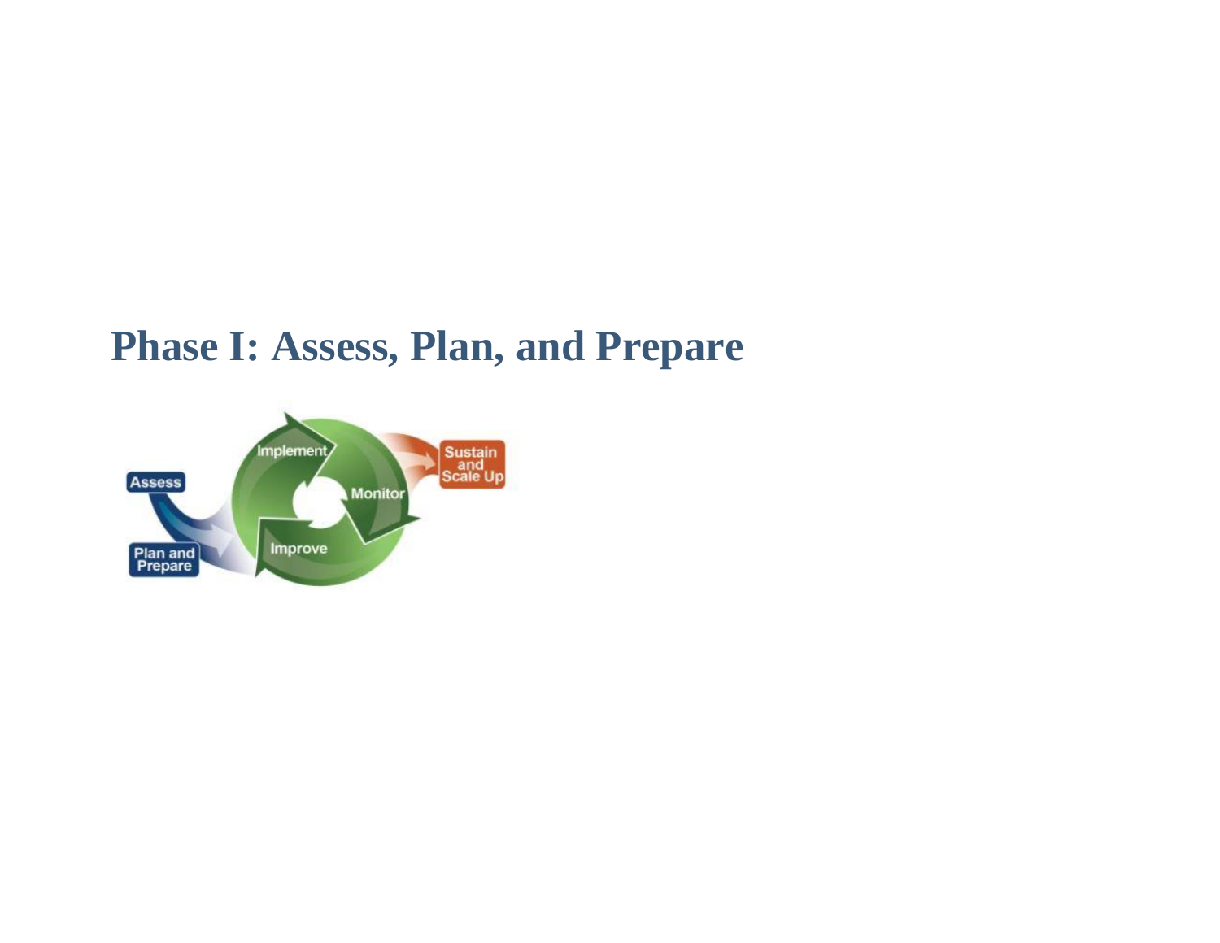# Phase I: Assess, Plan, and Prepare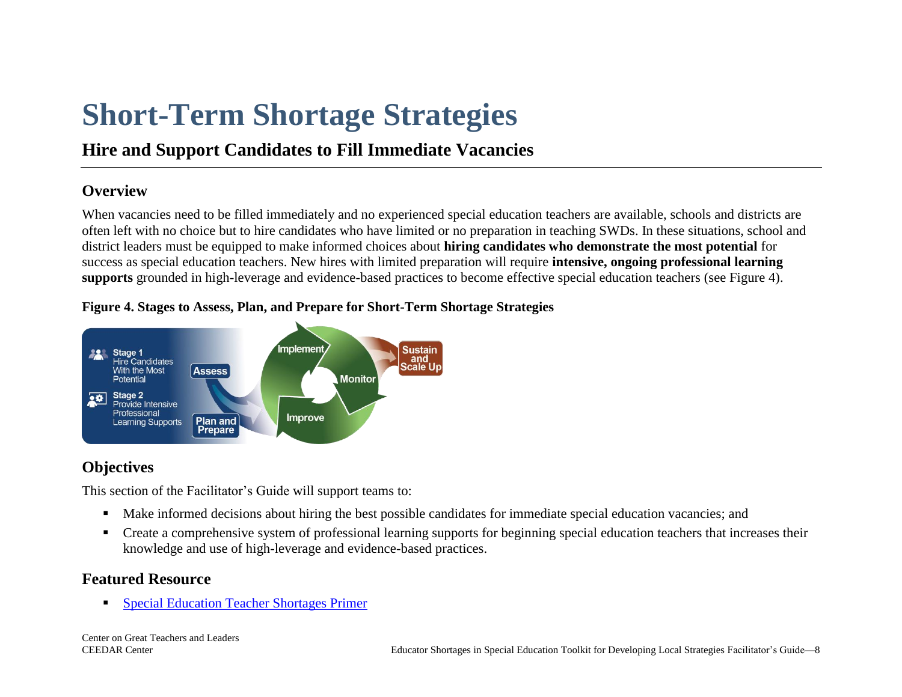# Short-Term Shortage Strategies

## Hire and Support Candidates to Fill Immediate Vacancies

### Overview

When vacancies need to be filled immediately and no experienced special education teachers are available, schools and districts are often left with no choice but to hire candidates who have limited or no preparation in teaching SWDs. In these situations, school and district leaders must be equipped to make informed choices about **hiring candidates who demonstrate the most potential** for success as special education teachers. New hires with limited preparation will require **intensive, ongoing professional learning supports** grounded in high-leverage and evidence-based practices to become effective special education teachers (see Figure 4).

**Figure 4. Stages to Assess, Plan, and Prepare for Short-Term Shortage Strategies**

Stage 1
Hire Candidates With the Most Potential

Stage 2
Provide Intensive Professional Learning Supports

Assess

Plan and Prepare

Implement

Monitor

Improve

Sustain and Scale Up

### Objectives

This section of the Facilitator's Guide will support teams to:

- Make informed decisions about hiring the best possible candidates for immediate special education vacancies; and
- Create a comprehensive system of professional learning supports for beginning special education teachers that increases their knowledge and use of high-leverage and evidence-based practices.

### Featured Resource

- Special Education Teacher Shortages Primer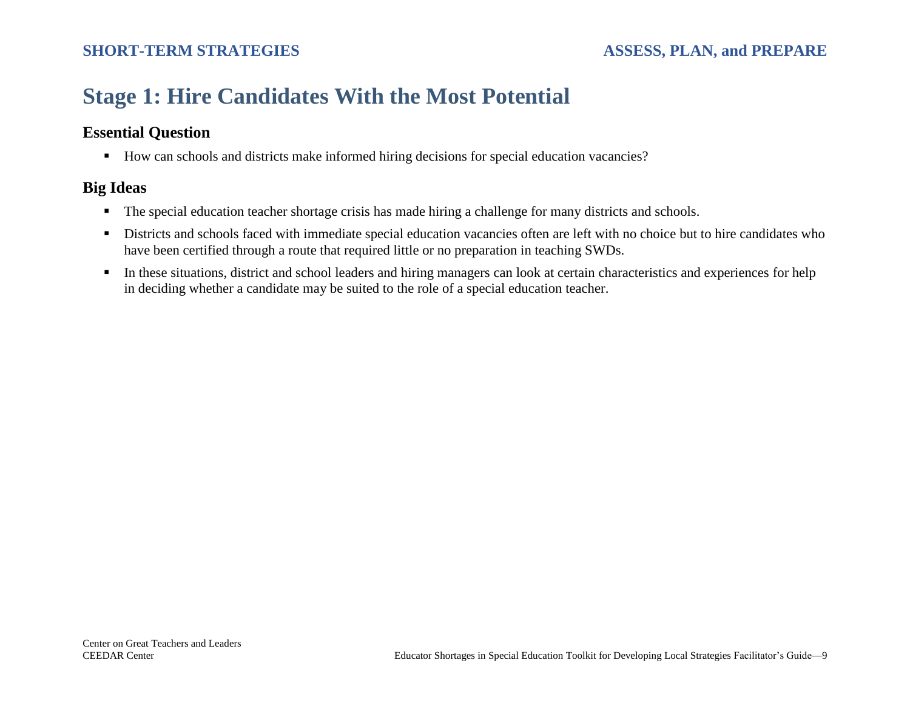# Stage 1: Hire Candidates With the Most Potential

## Essential Question

- How can schools and districts make informed hiring decisions for special education vacancies?

## Big Ideas

- The special education teacher shortage crisis has made hiring a challenge for many districts and schools.
- Districts and schools faced with immediate special education vacancies often are left with no choice but to hire candidates who have been certified through a route that required little or no preparation in teaching SWDs.
- In these situations, district and school leaders and hiring managers can look at certain characteristics and experiences for help in deciding whether a candidate may be suited to the role of a special education teacher.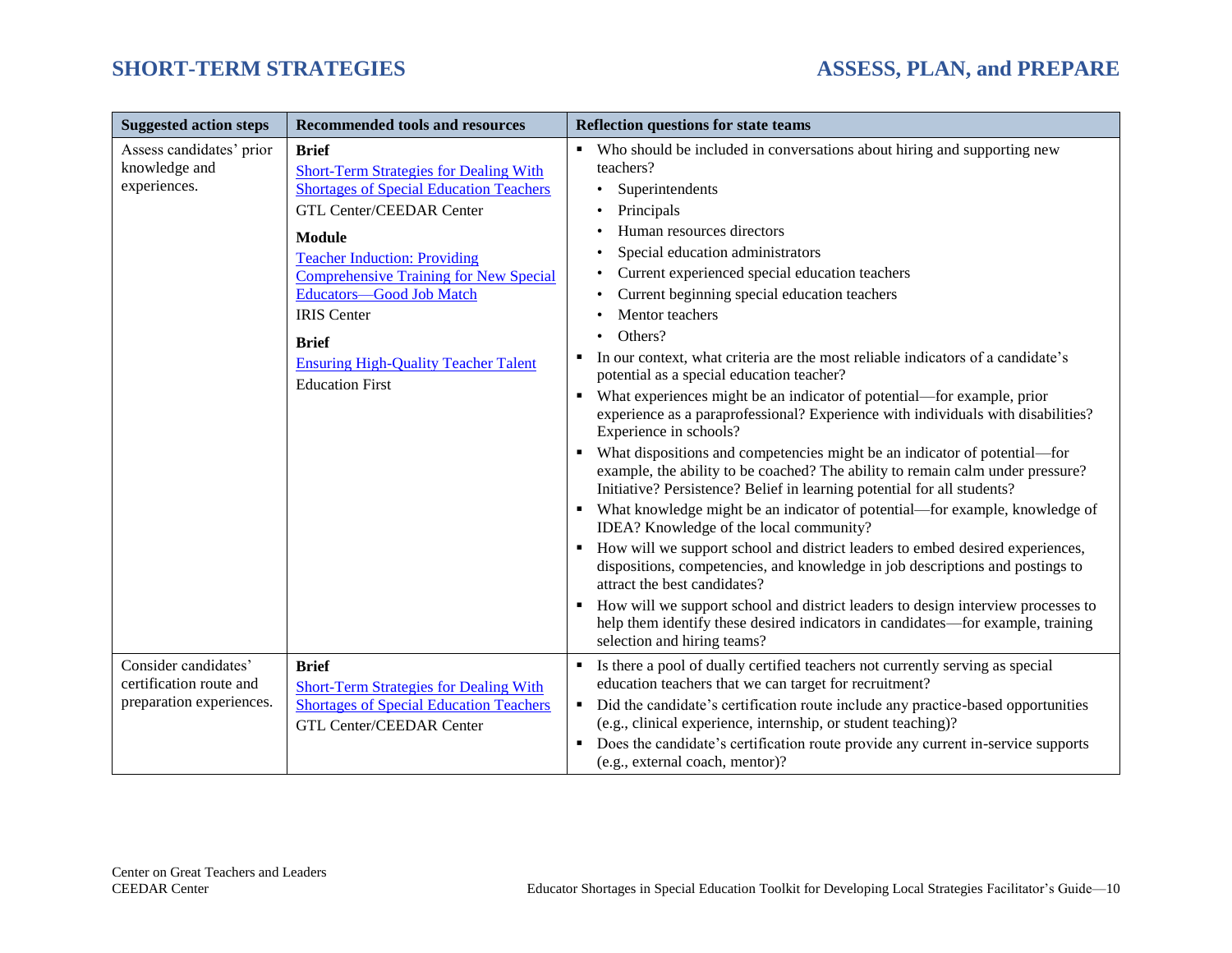## SHORT-TERM STRATEGIES — ASSESS, PLAN, and PREPARE

| Suggested action steps | Recommended tools and resources | Reflection questions for state teams |
|---|---|---|
| Assess candidates' prior knowledge and experiences. | **Brief**<br>Short-Term Strategies for Dealing With Shortages of Special Education Teachers<br>GTL Center/CEEDAR Center<br><br>**Module**<br>Teacher Induction: Providing Comprehensive Training for New Special Educators—Good Job Match<br>IRIS Center<br><br>**Brief**<br>Ensuring High-Quality Teacher Talent<br>Education First | ▪ Who should be included in conversations about hiring and supporting new teachers?<br>• Superintendents<br>• Principals<br>• Human resources directors<br>• Special education administrators<br>• Current experienced special education teachers<br>• Current beginning special education teachers<br>• Mentor teachers<br>• Others?<br>▪ In our context, what criteria are the most reliable indicators of a candidate's potential as a special education teacher?<br>▪ What experiences might be an indicator of potential—for example, prior experience as a paraprofessional? Experience with individuals with disabilities? Experience in schools?<br>▪ What dispositions and competencies might be an indicator of potential—for example, the ability to be coached? The ability to remain calm under pressure? Initiative? Persistence? Belief in learning potential for all students?<br>▪ What knowledge might be an indicator of potential—for example, knowledge of IDEA? Knowledge of the local community?<br>▪ How will we support school and district leaders to embed desired experiences, dispositions, competencies, and knowledge in job descriptions and postings to attract the best candidates?<br>▪ How will we support school and district leaders to design interview processes to help them identify these desired indicators in candidates—for example, training selection and hiring teams? |
| Consider candidates' certification route and preparation experiences. | **Brief**<br>Short-Term Strategies for Dealing With Shortages of Special Education Teachers<br>GTL Center/CEEDAR Center | ▪ Is there a pool of dually certified teachers not currently serving as special education teachers that we can target for recruitment?<br>▪ Did the candidate's certification route include any practice-based opportunities (e.g., clinical experience, internship, or student teaching)?<br>▪ Does the candidate's certification route provide any current in-service supports (e.g., external coach, mentor)? |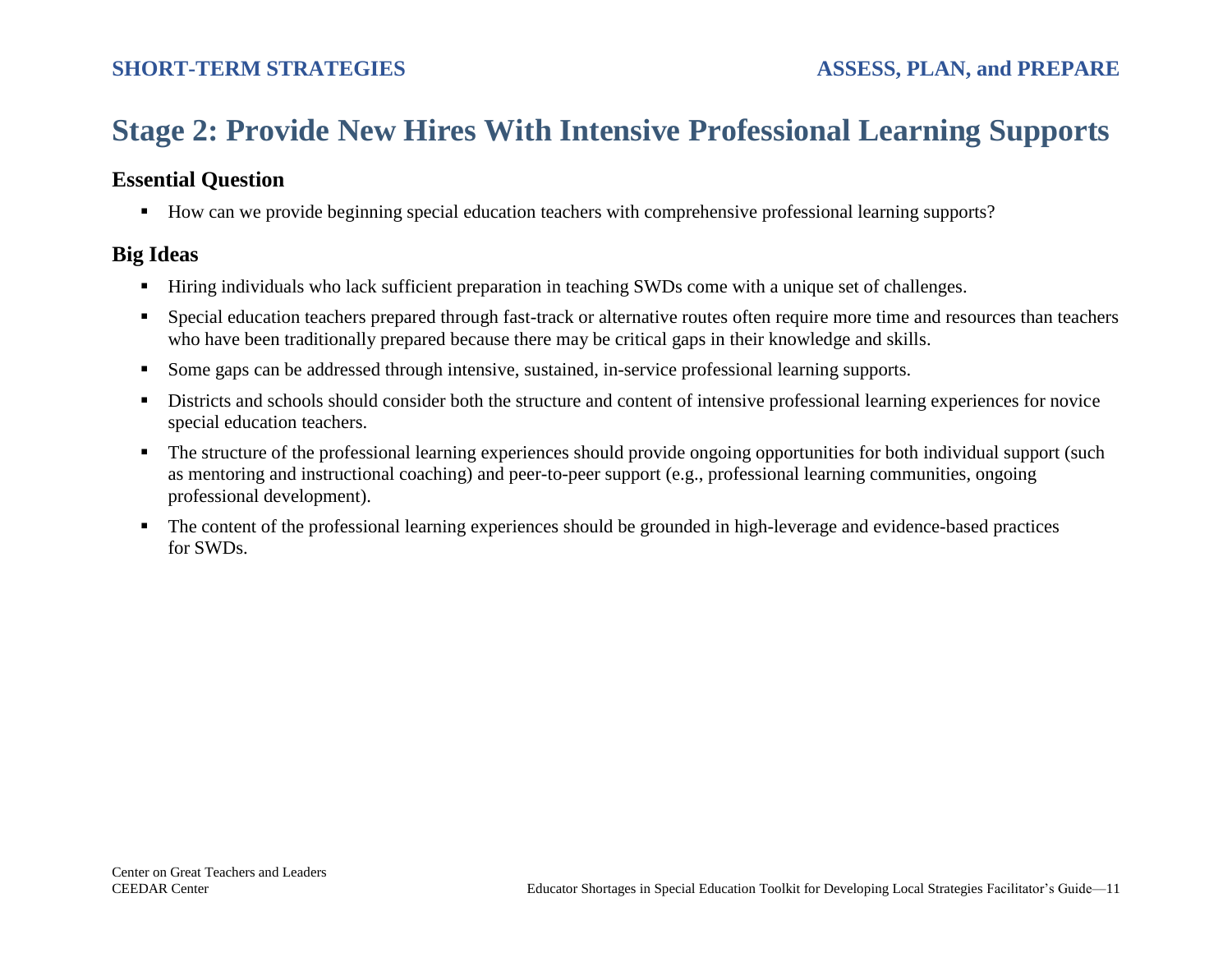# Stage 2: Provide New Hires With Intensive Professional Learning Supports

## Essential Question

- How can we provide beginning special education teachers with comprehensive professional learning supports?

## Big Ideas

- Hiring individuals who lack sufficient preparation in teaching SWDs come with a unique set of challenges.
- Special education teachers prepared through fast-track or alternative routes often require more time and resources than teachers who have been traditionally prepared because there may be critical gaps in their knowledge and skills.
- Some gaps can be addressed through intensive, sustained, in-service professional learning supports.
- Districts and schools should consider both the structure and content of intensive professional learning experiences for novice special education teachers.
- The structure of the professional learning experiences should provide ongoing opportunities for both individual support (such as mentoring and instructional coaching) and peer-to-peer support (e.g., professional learning communities, ongoing professional development).
- The content of the professional learning experiences should be grounded in high-leverage and evidence-based practices for SWDs.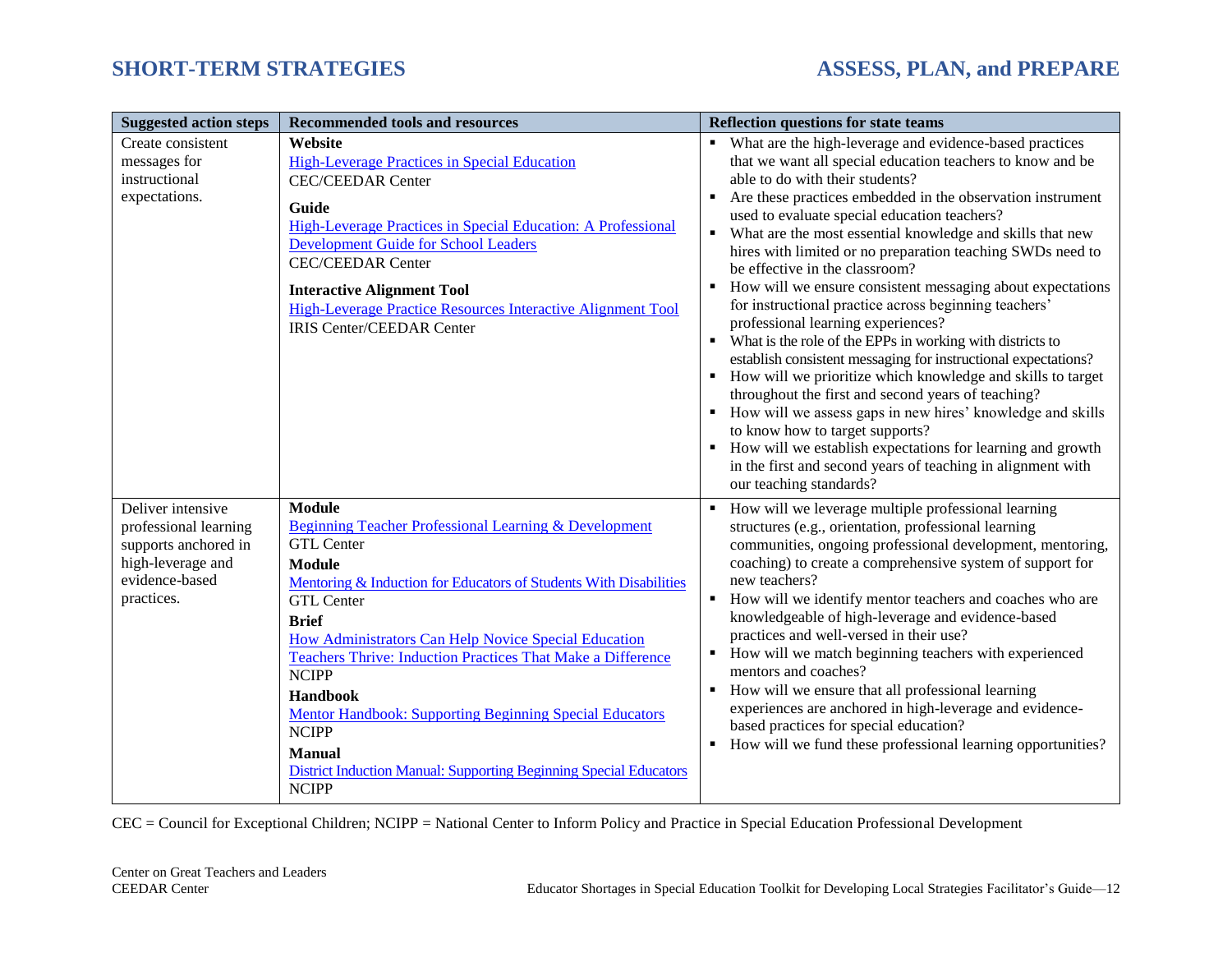## SHORT-TERM STRATEGIES — ASSESS, PLAN, and PREPARE

| Suggested action steps | Recommended tools and resources | Reflection questions for state teams |
|---|---|---|
| Create consistent messages for instructional expectations. | **Website**<br>High-Leverage Practices in Special Education<br>CEC/CEEDAR Center<br><br>**Guide**<br>High-Leverage Practices in Special Education: A Professional Development Guide for School Leaders<br>CEC/CEEDAR Center<br><br>**Interactive Alignment Tool**<br>High-Leverage Practice Resources Interactive Alignment Tool<br>IRIS Center/CEEDAR Center | ▪ What are the high-leverage and evidence-based practices that we want all special education teachers to know and be able to do with their students?<br>▪ Are these practices embedded in the observation instrument used to evaluate special education teachers?<br>▪ What are the most essential knowledge and skills that new hires with limited or no preparation teaching SWDs need to be effective in the classroom?<br>▪ How will we ensure consistent messaging about expectations for instructional practice across beginning teachers' professional learning experiences?<br>▪ What is the role of the EPPs in working with districts to establish consistent messaging for instructional expectations?<br>▪ How will we prioritize which knowledge and skills to target throughout the first and second years of teaching?<br>▪ How will we assess gaps in new hires' knowledge and skills to know how to target supports?<br>▪ How will we establish expectations for learning and growth in the first and second years of teaching in alignment with our teaching standards? |
| Deliver intensive professional learning supports anchored in high-leverage and evidence-based practices. | **Module**<br>Beginning Teacher Professional Learning & Development<br>GTL Center<br>**Module**<br>Mentoring & Induction for Educators of Students With Disabilities<br>GTL Center<br>**Brief**<br>How Administrators Can Help Novice Special Education Teachers Thrive: Induction Practices That Make a Difference<br>NCIPP<br>**Handbook**<br>Mentor Handbook: Supporting Beginning Special Educators<br>NCIPP<br>**Manual**<br>District Induction Manual: Supporting Beginning Special Educators<br>NCIPP | ▪ How will we leverage multiple professional learning structures (e.g., orientation, professional learning communities, ongoing professional development, mentoring, coaching) to create a comprehensive system of support for new teachers?<br>▪ How will we identify mentor teachers and coaches who are knowledgeable of high-leverage and evidence-based practices and well-versed in their use?<br>▪ How will we match beginning teachers with experienced mentors and coaches?<br>▪ How will we ensure that all professional learning experiences are anchored in high-leverage and evidence-based practices for special education?<br>▪ How will we fund these professional learning opportunities? |

CEC = Council for Exceptional Children; NCIPP = National Center to Inform Policy and Practice in Special Education Professional Development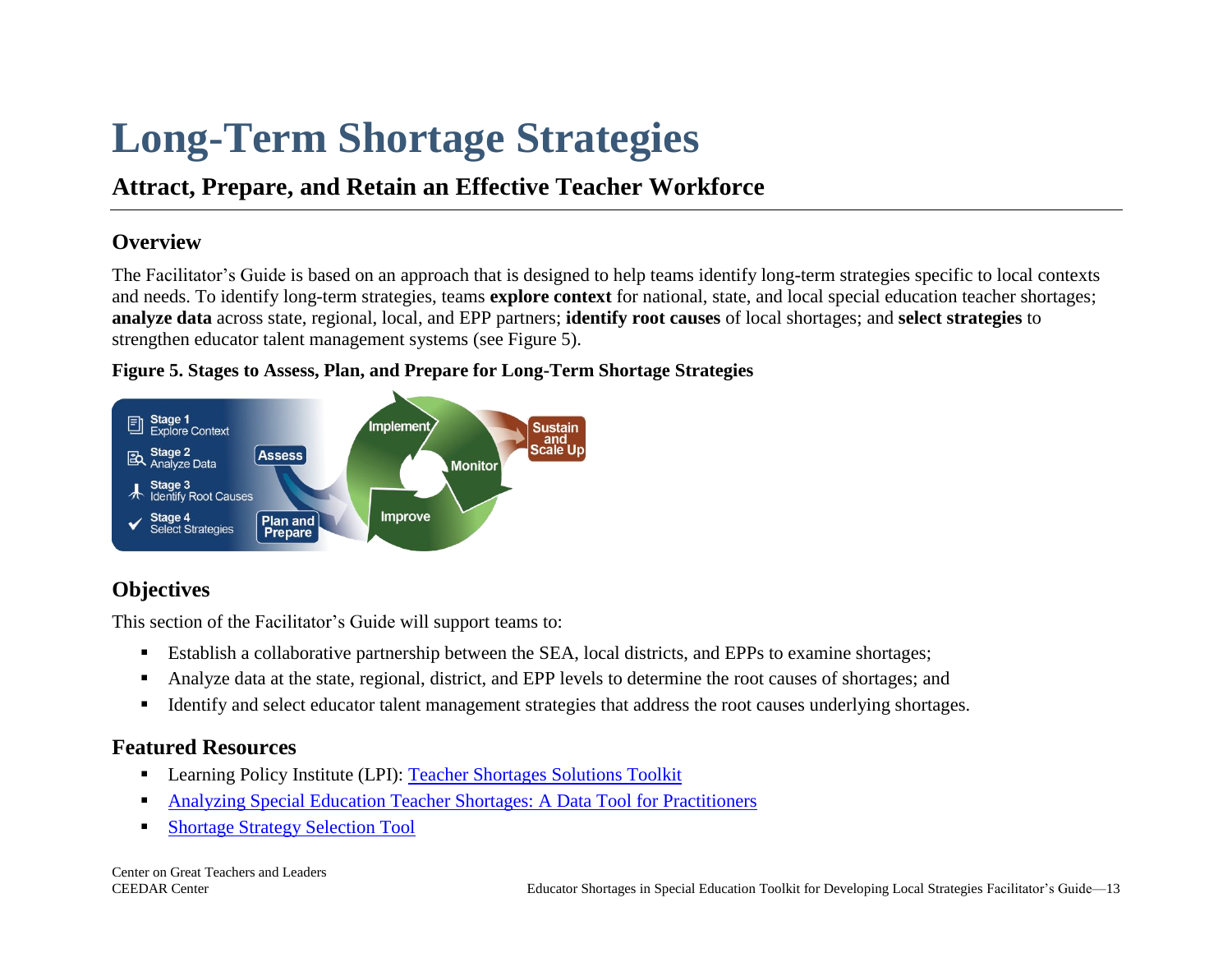# Long-Term Shortage Strategies

## Attract, Prepare, and Retain an Effective Teacher Workforce

### Overview

The Facilitator's Guide is based on an approach that is designed to help teams identify long-term strategies specific to local contexts and needs. To identify long-term strategies, teams **explore context** for national, state, and local special education teacher shortages; **analyze data** across state, regional, local, and EPP partners; **identify root causes** of local shortages; and **select strategies** to strengthen educator talent management systems (see Figure 5).

**Figure 5. Stages to Assess, Plan, and Prepare for Long-Term Shortage Strategies**

Stage 1 Explore Context
Stage 2 Analyze Data
Stage 3 Identify Root Causes
Stage 4 Select Strategies

Assess
Plan and Prepare
Implement
Monitor
Improve
Sustain and Scale Up

### Objectives

This section of the Facilitator's Guide will support teams to:

- Establish a collaborative partnership between the SEA, local districts, and EPPs to examine shortages;
- Analyze data at the state, regional, district, and EPP levels to determine the root causes of shortages; and
- Identify and select educator talent management strategies that address the root causes underlying shortages.

### Featured Resources

- Learning Policy Institute (LPI): Teacher Shortages Solutions Toolkit
- Analyzing Special Education Teacher Shortages: A Data Tool for Practitioners
- Shortage Strategy Selection Tool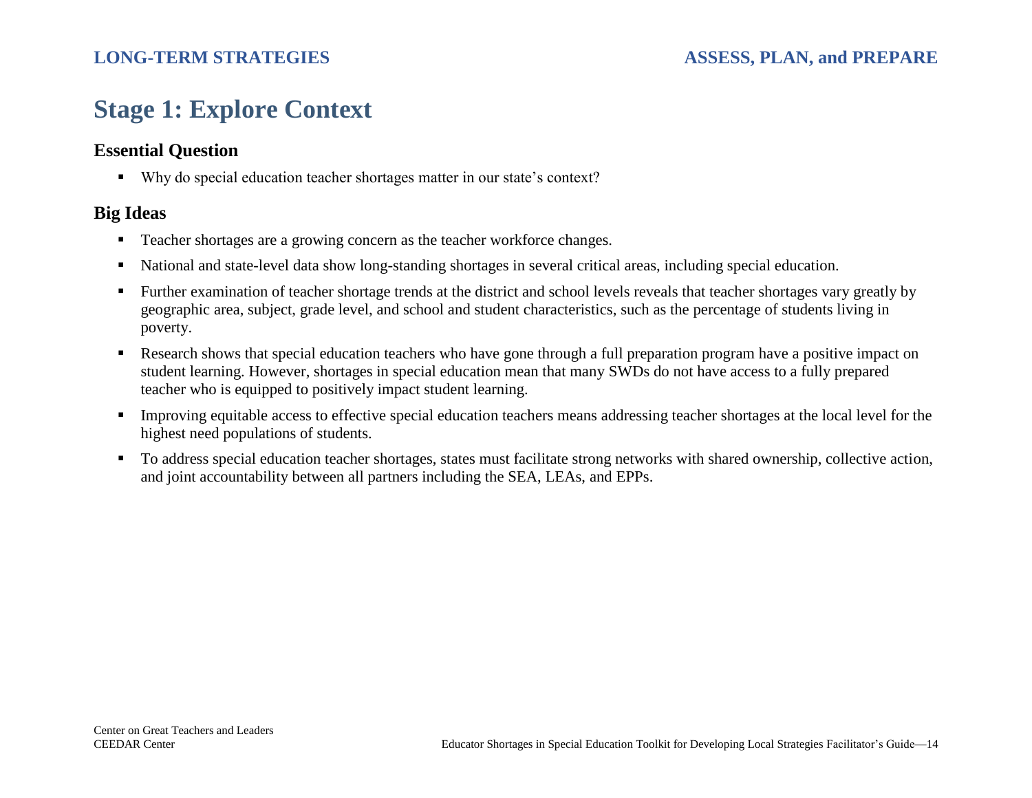# Stage 1: Explore Context

## Essential Question

- Why do special education teacher shortages matter in our state's context?

## Big Ideas

- Teacher shortages are a growing concern as the teacher workforce changes.
- National and state-level data show long-standing shortages in several critical areas, including special education.
- Further examination of teacher shortage trends at the district and school levels reveals that teacher shortages vary greatly by geographic area, subject, grade level, and school and student characteristics, such as the percentage of students living in poverty.
- Research shows that special education teachers who have gone through a full preparation program have a positive impact on student learning. However, shortages in special education mean that many SWDs do not have access to a fully prepared teacher who is equipped to positively impact student learning.
- Improving equitable access to effective special education teachers means addressing teacher shortages at the local level for the highest need populations of students.
- To address special education teacher shortages, states must facilitate strong networks with shared ownership, collective action, and joint accountability between all partners including the SEA, LEAs, and EPPs.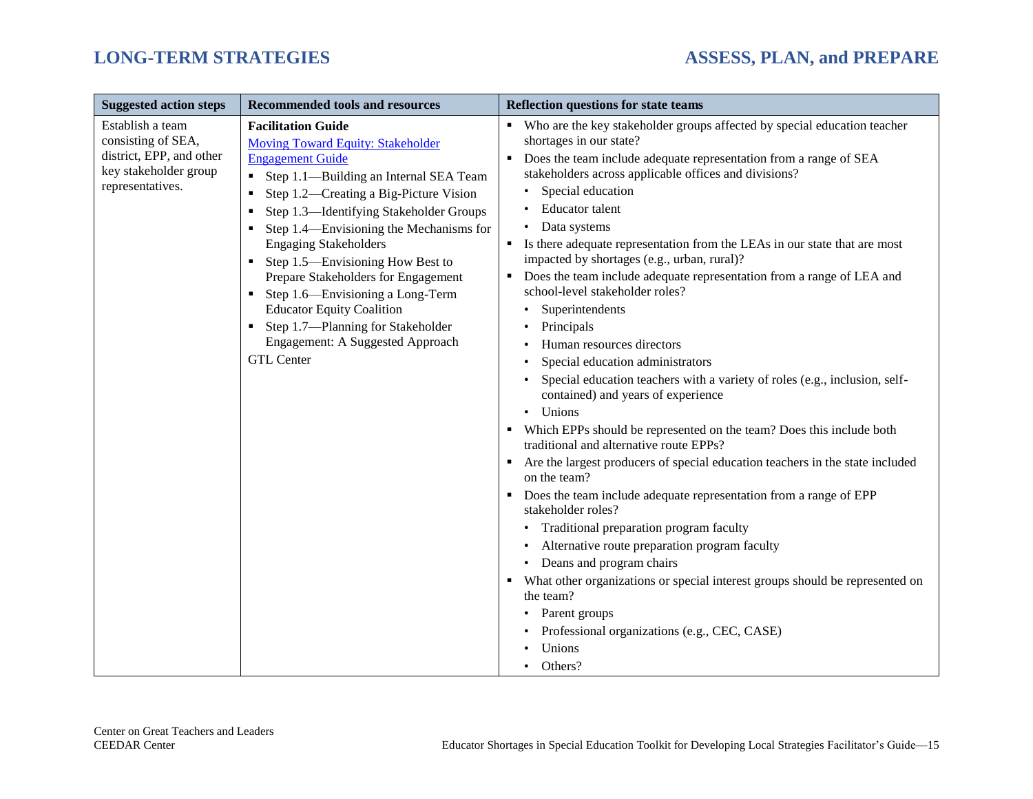| Suggested action steps | Recommended tools and resources | Reflection questions for state teams |
|---|---|---|
| Establish a team consisting of SEA, district, EPP, and other key stakeholder group representatives. | **Facilitation Guide**<br>[Moving Toward Equity: Stakeholder Engagement Guide]<br>▪ Step 1.1—Building an Internal SEA Team<br>▪ Step 1.2—Creating a Big-Picture Vision<br>▪ Step 1.3—Identifying Stakeholder Groups<br>▪ Step 1.4—Envisioning the Mechanisms for Engaging Stakeholders<br>▪ Step 1.5—Envisioning How Best to Prepare Stakeholders for Engagement<br>▪ Step 1.6—Envisioning a Long-Term Educator Equity Coalition<br>▪ Step 1.7—Planning for Stakeholder Engagement: A Suggested Approach<br>GTL Center | ▪ Who are the key stakeholder groups affected by special education teacher shortages in our state?<br>▪ Does the team include adequate representation from a range of SEA stakeholders across applicable offices and divisions?<br>• Special education<br>• Educator talent<br>• Data systems<br>▪ Is there adequate representation from the LEAs in our state that are most impacted by shortages (e.g., urban, rural)?<br>▪ Does the team include adequate representation from a range of LEA and school-level stakeholder roles?<br>• Superintendents<br>• Principals<br>• Human resources directors<br>• Special education administrators<br>• Special education teachers with a variety of roles (e.g., inclusion, self-contained) and years of experience<br>• Unions<br>▪ Which EPPs should be represented on the team? Does this include both traditional and alternative route EPPs?<br>▪ Are the largest producers of special education teachers in the state included on the team?<br>▪ Does the team include adequate representation from a range of EPP stakeholder roles?<br>• Traditional preparation program faculty<br>• Alternative route preparation program faculty<br>• Deans and program chairs<br>▪ What other organizations or special interest groups should be represented on the team?<br>• Parent groups<br>• Professional organizations (e.g., CEC, CASE)<br>• Unions<br>• Others? |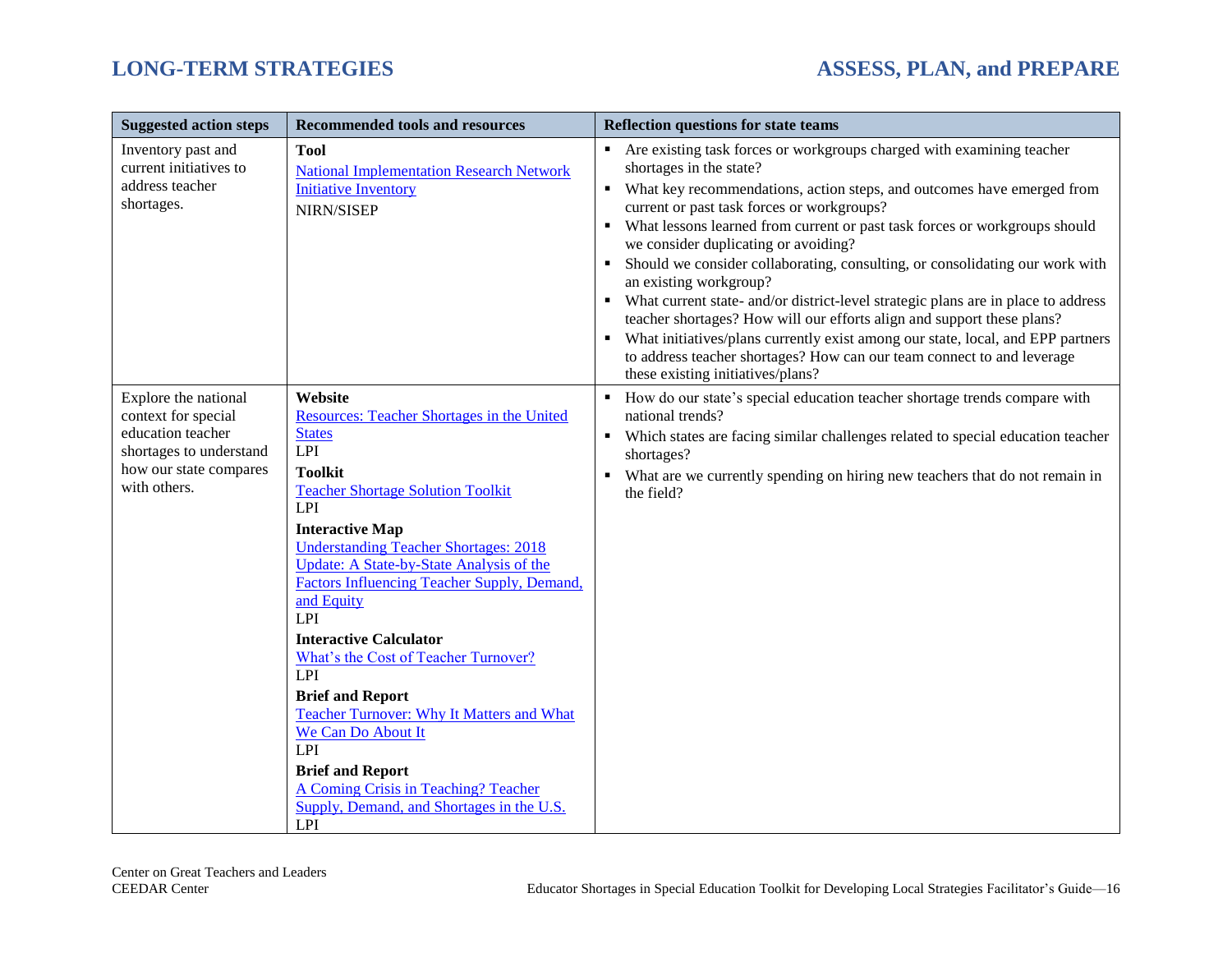| Suggested action steps | Recommended tools and resources | Reflection questions for state teams |
|---|---|---|
| Inventory past and current initiatives to address teacher shortages. | **Tool**<br>National Implementation Research Network Initiative Inventory<br>NIRN/SISEP | ▪ Are existing task forces or workgroups charged with examining teacher shortages in the state?<br>▪ What key recommendations, action steps, and outcomes have emerged from current or past task forces or workgroups?<br>▪ What lessons learned from current or past task forces or workgroups should we consider duplicating or avoiding?<br>▪ Should we consider collaborating, consulting, or consolidating our work with an existing workgroup?<br>▪ What current state- and/or district-level strategic plans are in place to address teacher shortages? How will our efforts align and support these plans?<br>▪ What initiatives/plans currently exist among our state, local, and EPP partners to address teacher shortages? How can our team connect to and leverage these existing initiatives/plans? |
| Explore the national context for special education teacher shortages to understand how our state compares with others. | **Website**<br>Resources: Teacher Shortages in the United States<br>LPI<br>**Toolkit**<br>Teacher Shortage Solution Toolkit<br>LPI<br>**Interactive Map**<br>Understanding Teacher Shortages: 2018 Update: A State-by-State Analysis of the Factors Influencing Teacher Supply, Demand, and Equity<br>LPI<br>**Interactive Calculator**<br>What's the Cost of Teacher Turnover?<br>LPI<br>**Brief and Report**<br>Teacher Turnover: Why It Matters and What We Can Do About It<br>LPI<br>**Brief and Report**<br>A Coming Crisis in Teaching? Teacher Supply, Demand, and Shortages in the U.S.<br>LPI | ▪ How do our state's special education teacher shortage trends compare with national trends?<br>▪ Which states are facing similar challenges related to special education teacher shortages?<br>▪ What are we currently spending on hiring new teachers that do not remain in the field? |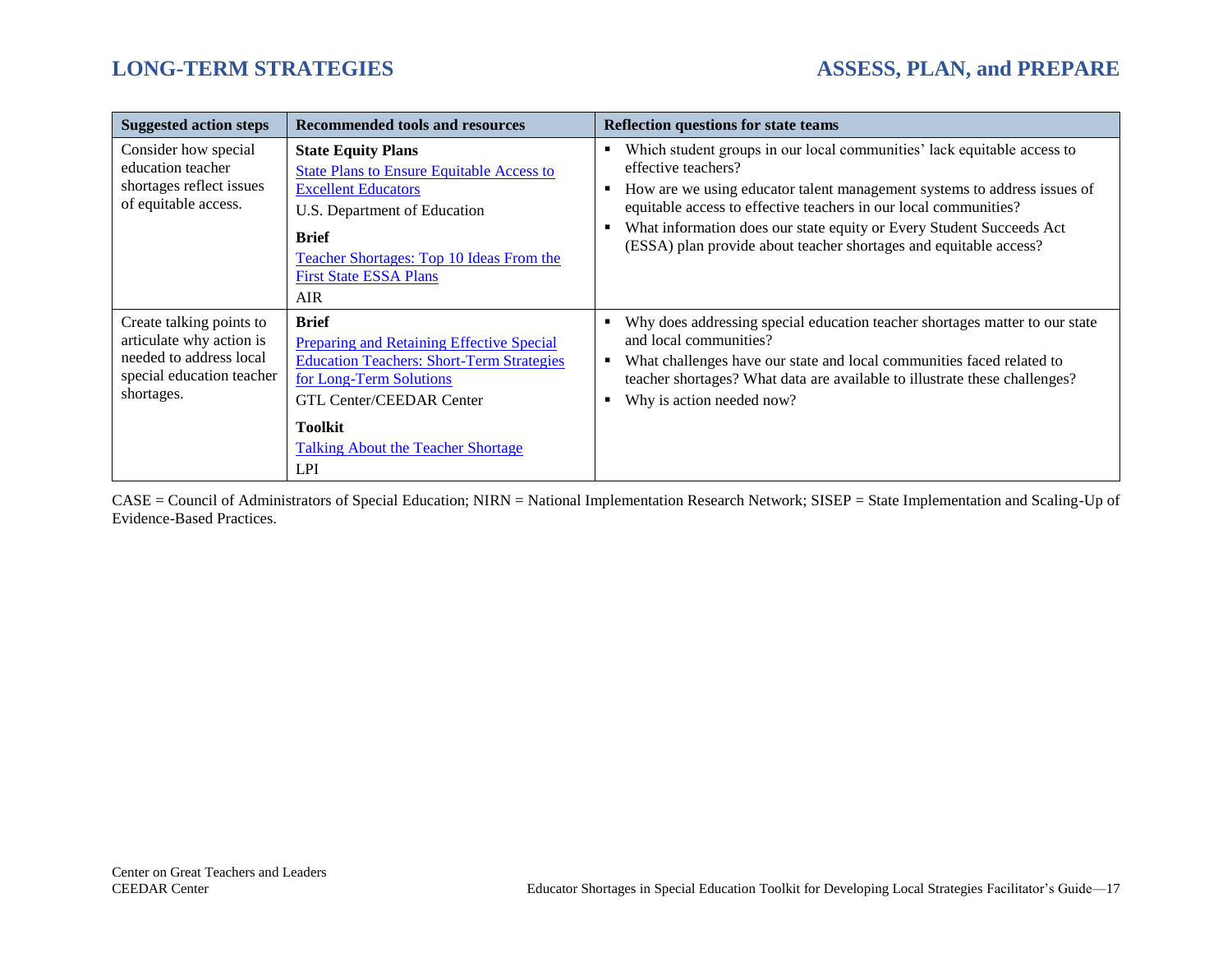| Suggested action steps | Recommended tools and resources | Reflection questions for state teams |
|---|---|---|
| Consider how special education teacher shortages reflect issues of equitable access. | **State Equity Plans**<br>State Plans to Ensure Equitable Access to Excellent Educators<br>U.S. Department of Education<br>**Brief**<br>Teacher Shortages: Top 10 Ideas From the First State ESSA Plans<br>AIR | ▪ Which student groups in our local communities' lack equitable access to effective teachers?<br>▪ How are we using educator talent management systems to address issues of equitable access to effective teachers in our local communities?<br>▪ What information does our state equity or Every Student Succeeds Act (ESSA) plan provide about teacher shortages and equitable access? |
| Create talking points to articulate why action is needed to address local special education teacher shortages. | **Brief**<br>Preparing and Retaining Effective Special Education Teachers: Short-Term Strategies for Long-Term Solutions<br>GTL Center/CEEDAR Center<br>**Toolkit**<br>Talking About the Teacher Shortage<br>LPI | ▪ Why does addressing special education teacher shortages matter to our state and local communities?<br>▪ What challenges have our state and local communities faced related to teacher shortages? What data are available to illustrate these challenges?<br>▪ Why is action needed now? |

CASE = Council of Administrators of Special Education; NIRN = National Implementation Research Network; SISEP = State Implementation and Scaling-Up of Evidence-Based Practices.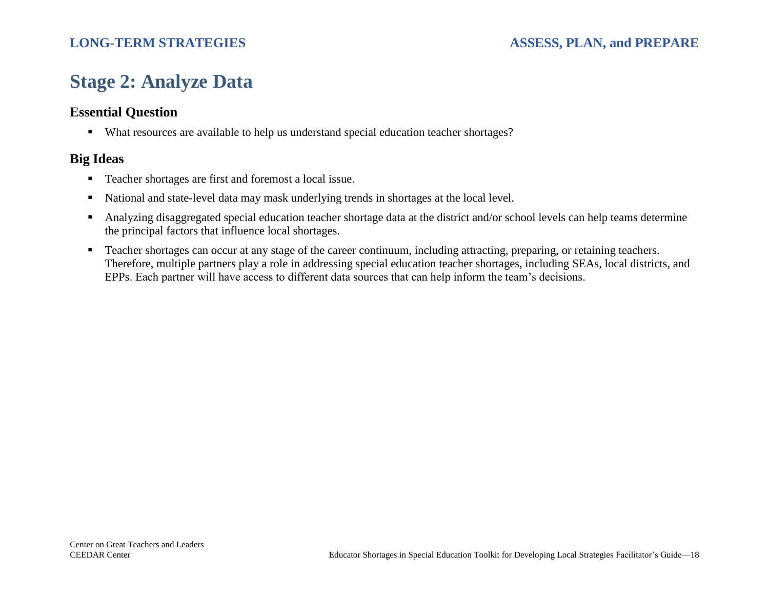# Stage 2: Analyze Data

## Essential Question

- What resources are available to help us understand special education teacher shortages?

## Big Ideas

- Teacher shortages are first and foremost a local issue.
- National and state-level data may mask underlying trends in shortages at the local level.
- Analyzing disaggregated special education teacher shortage data at the district and/or school levels can help teams determine the principal factors that influence local shortages.
- Teacher shortages can occur at any stage of the career continuum, including attracting, preparing, or retaining teachers. Therefore, multiple partners play a role in addressing special education teacher shortages, including SEAs, local districts, and EPPs. Each partner will have access to different data sources that can help inform the team's decisions.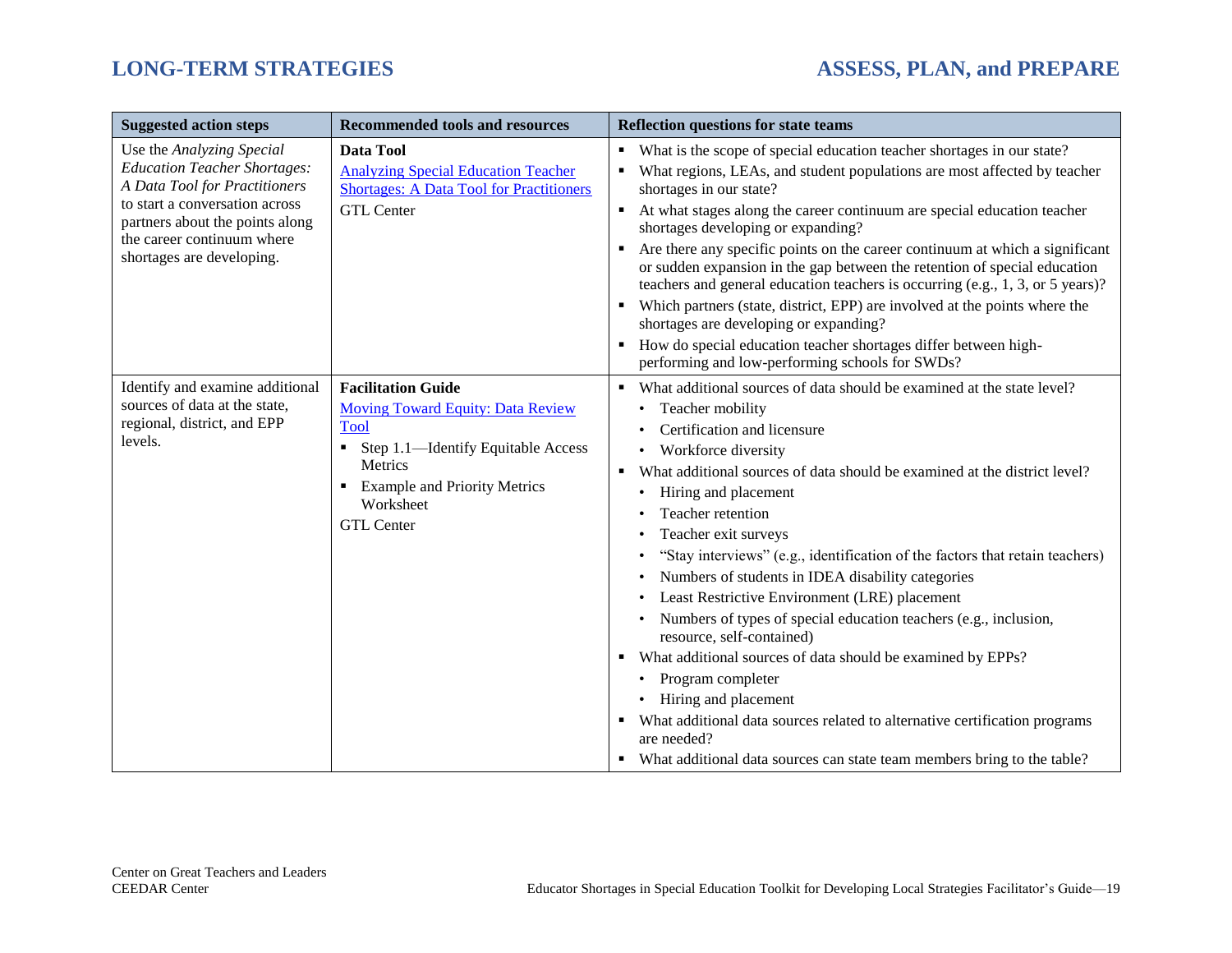| Suggested action steps | Recommended tools and resources | Reflection questions for state teams |
|---|---|---|
| Use the *Analyzing Special Education Teacher Shortages: A Data Tool for Practitioners* to start a conversation across partners about the points along the career continuum where shortages are developing. | **Data Tool**<br>[Analyzing Special Education Teacher Shortages: A Data Tool for Practitioners]()<br>GTL Center | ▪ What is the scope of special education teacher shortages in our state?<br>▪ What regions, LEAs, and student populations are most affected by teacher shortages in our state?<br>▪ At what stages along the career continuum are special education teacher shortages developing or expanding?<br>▪ Are there any specific points on the career continuum at which a significant or sudden expansion in the gap between the retention of special education teachers and general education teachers is occurring (e.g., 1, 3, or 5 years)?<br>▪ Which partners (state, district, EPP) are involved at the points where the shortages are developing or expanding?<br>▪ How do special education teacher shortages differ between high-performing and low-performing schools for SWDs? |
| Identify and examine additional sources of data at the state, regional, district, and EPP levels. | **Facilitation Guide**<br>[Moving Toward Equity: Data Review Tool]()<br>▪ Step 1.1—Identify Equitable Access Metrics<br>▪ Example and Priority Metrics Worksheet<br>GTL Center | ▪ What additional sources of data should be examined at the state level?<br>• Teacher mobility<br>• Certification and licensure<br>• Workforce diversity<br>▪ What additional sources of data should be examined at the district level?<br>• Hiring and placement<br>• Teacher retention<br>• Teacher exit surveys<br>• "Stay interviews" (e.g., identification of the factors that retain teachers)<br>• Numbers of students in IDEA disability categories<br>• Least Restrictive Environment (LRE) placement<br>• Numbers of types of special education teachers (e.g., inclusion, resource, self-contained)<br>▪ What additional sources of data should be examined by EPPs?<br>• Program completer<br>• Hiring and placement<br>▪ What additional data sources related to alternative certification programs are needed?<br>▪ What additional data sources can state team members bring to the table? |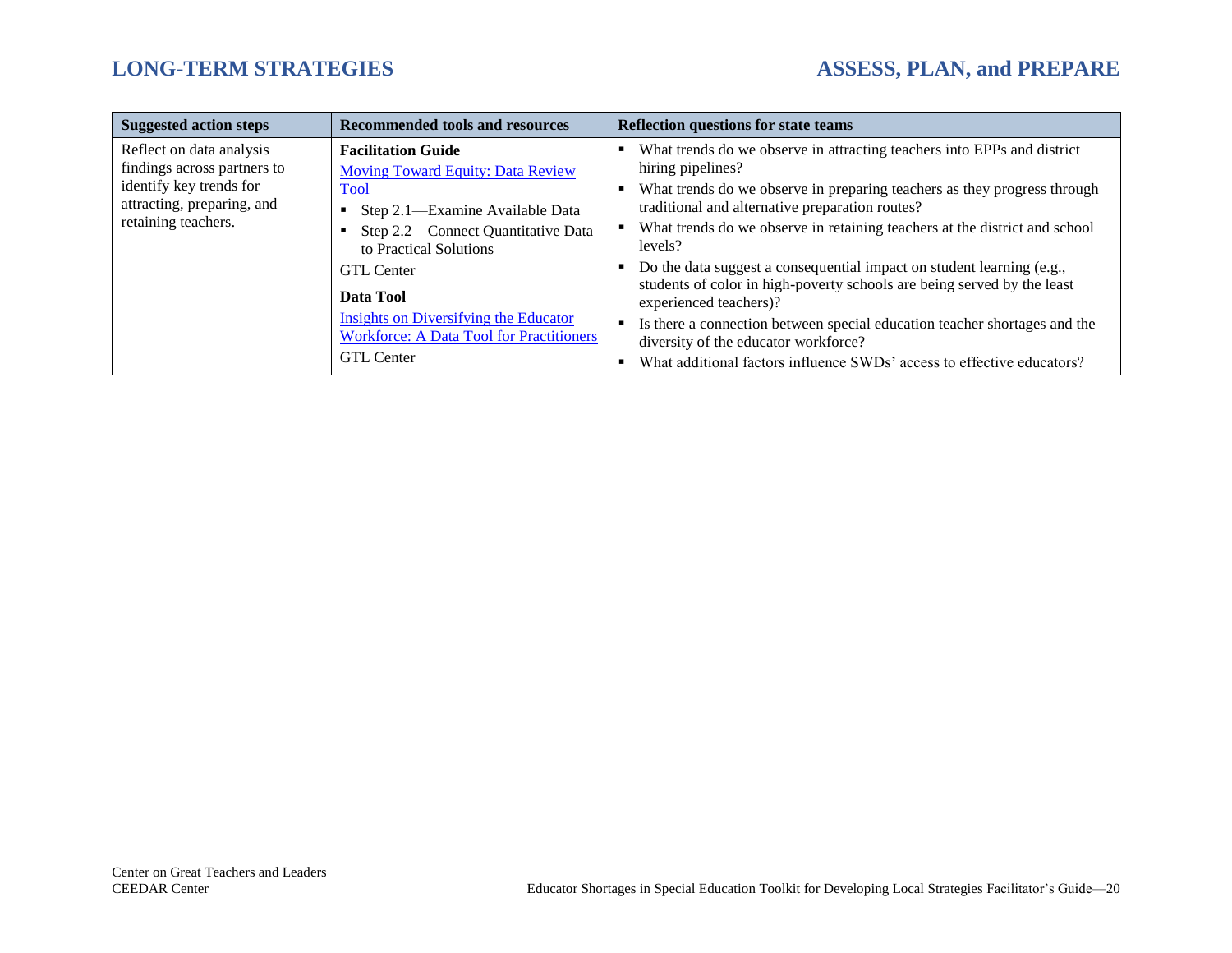| Suggested action steps | Recommended tools and resources | Reflection questions for state teams |
|---|---|---|
| Reflect on data analysis findings across partners to identify key trends for attracting, preparing, and retaining teachers. | **Facilitation Guide**<br>[Moving Toward Equity: Data Review Tool]<br>▪ Step 2.1—Examine Available Data<br>▪ Step 2.2—Connect Quantitative Data to Practical Solutions<br>GTL Center<br>**Data Tool**<br>[Insights on Diversifying the Educator Workforce: A Data Tool for Practitioners]<br>GTL Center | ▪ What trends do we observe in attracting teachers into EPPs and district hiring pipelines?<br>▪ What trends do we observe in preparing teachers as they progress through traditional and alternative preparation routes?<br>▪ What trends do we observe in retaining teachers at the district and school levels?<br>▪ Do the data suggest a consequential impact on student learning (e.g., students of color in high-poverty schools are being served by the least experienced teachers)?<br>▪ Is there a connection between special education teacher shortages and the diversity of the educator workforce?<br>▪ What additional factors influence SWDs' access to effective educators? |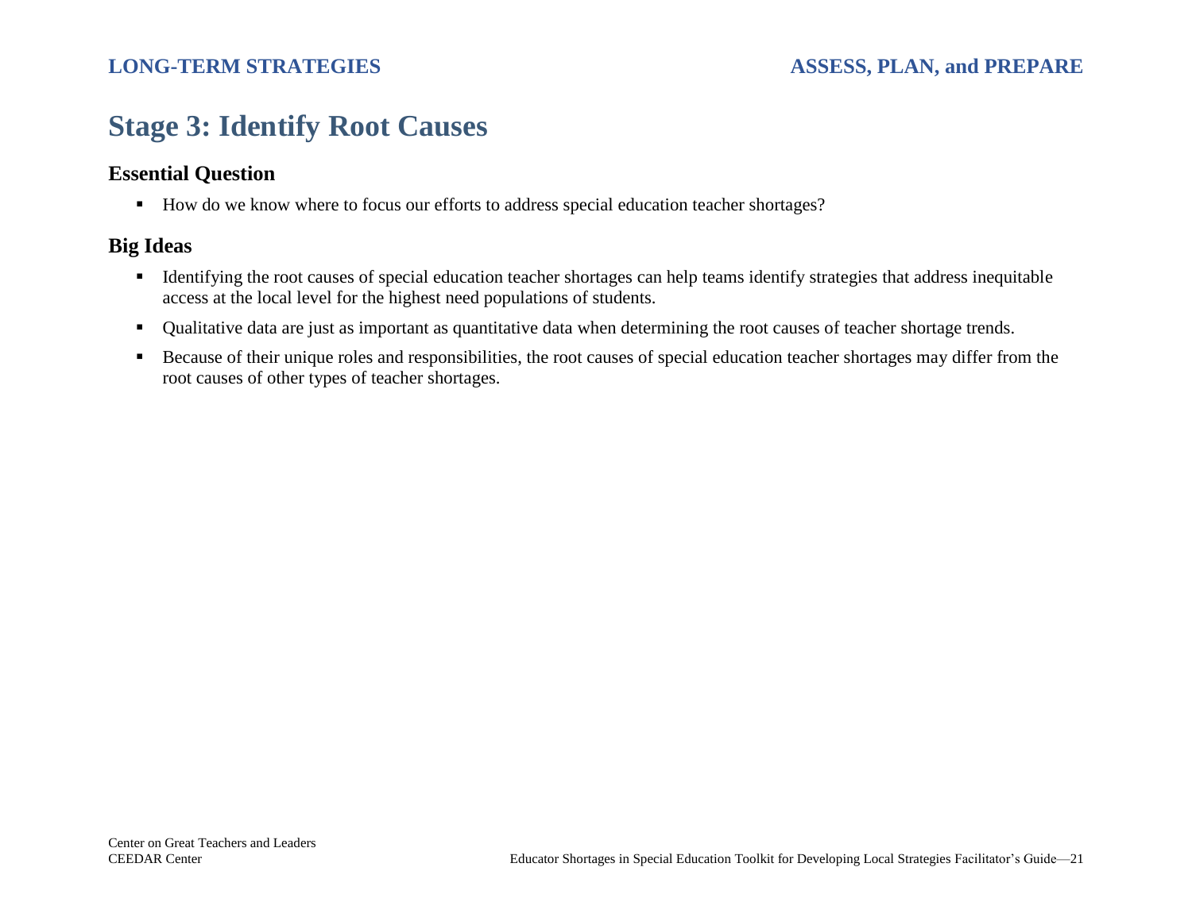# Stage 3: Identify Root Causes

## Essential Question

- How do we know where to focus our efforts to address special education teacher shortages?

## Big Ideas

- Identifying the root causes of special education teacher shortages can help teams identify strategies that address inequitable access at the local level for the highest need populations of students.
- Qualitative data are just as important as quantitative data when determining the root causes of teacher shortage trends.
- Because of their unique roles and responsibilities, the root causes of special education teacher shortages may differ from the root causes of other types of teacher shortages.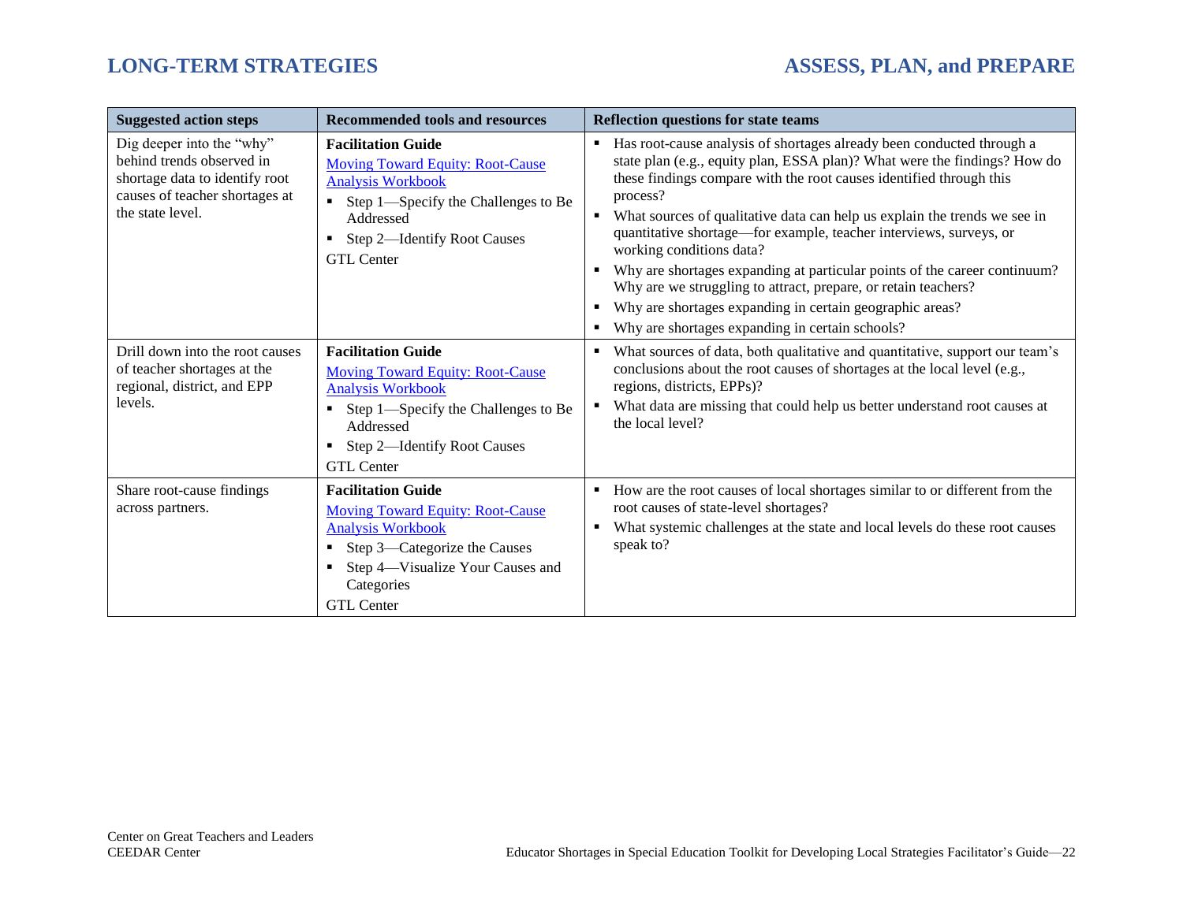## LONG-TERM STRATEGIES

## ASSESS, PLAN, and PREPARE

| Suggested action steps | Recommended tools and resources | Reflection questions for state teams |
|---|---|---|
| Dig deeper into the "why" behind trends observed in shortage data to identify root causes of teacher shortages at the state level. | **Facilitation Guide**<br>[Moving Toward Equity: Root-Cause Analysis Workbook]<br>▪ Step 1—Specify the Challenges to Be Addressed<br>▪ Step 2—Identify Root Causes<br>GTL Center | ▪ Has root-cause analysis of shortages already been conducted through a state plan (e.g., equity plan, ESSA plan)? What were the findings? How do these findings compare with the root causes identified through this process?<br>▪ What sources of qualitative data can help us explain the trends we see in quantitative shortage—for example, teacher interviews, surveys, or working conditions data?<br>▪ Why are shortages expanding at particular points of the career continuum? Why are we struggling to attract, prepare, or retain teachers?<br>▪ Why are shortages expanding in certain geographic areas?<br>▪ Why are shortages expanding in certain schools? |
| Drill down into the root causes of teacher shortages at the regional, district, and EPP levels. | **Facilitation Guide**<br>[Moving Toward Equity: Root-Cause Analysis Workbook]<br>▪ Step 1—Specify the Challenges to Be Addressed<br>▪ Step 2—Identify Root Causes<br>GTL Center | ▪ What sources of data, both qualitative and quantitative, support our team's conclusions about the root causes of shortages at the local level (e.g., regions, districts, EPPs)?<br>▪ What data are missing that could help us better understand root causes at the local level? |
| Share root-cause findings across partners. | **Facilitation Guide**<br>[Moving Toward Equity: Root-Cause Analysis Workbook]<br>▪ Step 3—Categorize the Causes<br>▪ Step 4—Visualize Your Causes and Categories<br>GTL Center | ▪ How are the root causes of local shortages similar to or different from the root causes of state-level shortages?<br>▪ What systemic challenges at the state and local levels do these root causes speak to? |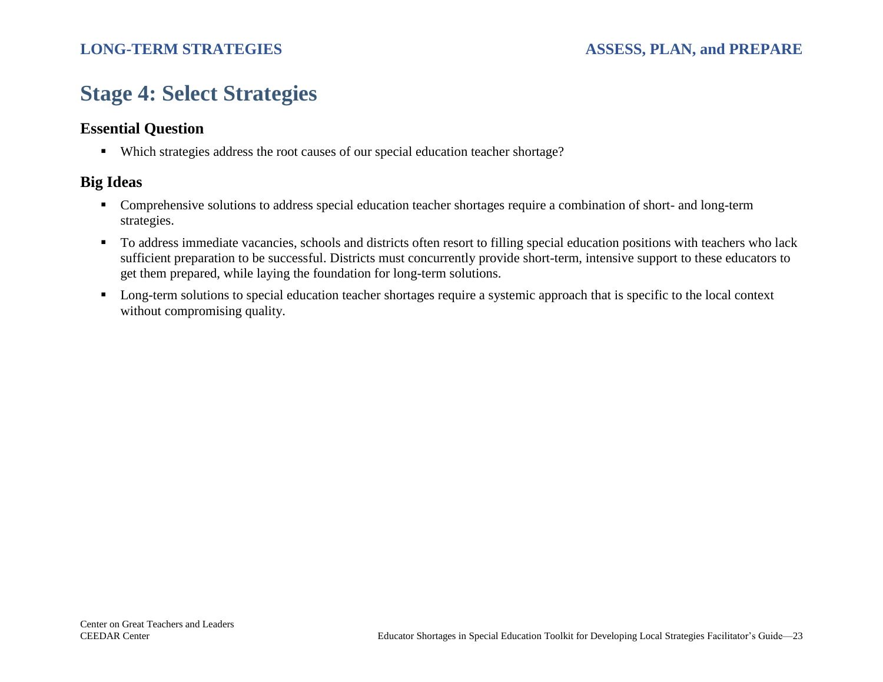# Stage 4: Select Strategies

## Essential Question

- Which strategies address the root causes of our special education teacher shortage?

## Big Ideas

- Comprehensive solutions to address special education teacher shortages require a combination of short- and long-term strategies.
- To address immediate vacancies, schools and districts often resort to filling special education positions with teachers who lack sufficient preparation to be successful. Districts must concurrently provide short-term, intensive support to these educators to get them prepared, while laying the foundation for long-term solutions.
- Long-term solutions to special education teacher shortages require a systemic approach that is specific to the local context without compromising quality.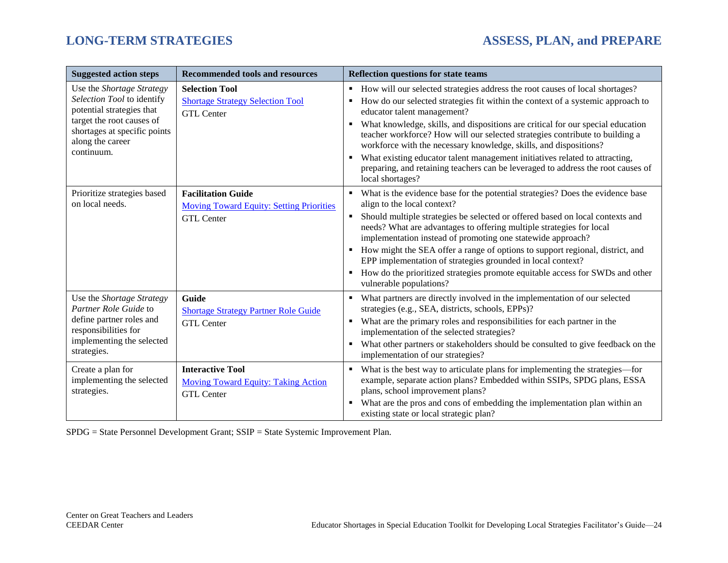| Suggested action steps | Recommended tools and resources | Reflection questions for state teams |
|---|---|---|
| Use the *Shortage Strategy Selection Tool* to identify potential strategies that target the root causes of shortages at specific points along the career continuum. | **Selection Tool**<br>Shortage Strategy Selection Tool<br>GTL Center | ▪ How will our selected strategies address the root causes of local shortages?<br>▪ How do our selected strategies fit within the context of a systemic approach to educator talent management?<br>▪ What knowledge, skills, and dispositions are critical for our special education teacher workforce? How will our selected strategies contribute to building a workforce with the necessary knowledge, skills, and dispositions?<br>▪ What existing educator talent management initiatives related to attracting, preparing, and retaining teachers can be leveraged to address the root causes of local shortages? |
| Prioritize strategies based on local needs. | **Facilitation Guide**<br>Moving Toward Equity: Setting Priorities<br>GTL Center | ▪ What is the evidence base for the potential strategies? Does the evidence base align to the local context?<br>▪ Should multiple strategies be selected or offered based on local contexts and needs? What are advantages to offering multiple strategies for local implementation instead of promoting one statewide approach?<br>▪ How might the SEA offer a range of options to support regional, district, and EPP implementation of strategies grounded in local context?<br>▪ How do the prioritized strategies promote equitable access for SWDs and other vulnerable populations? |
| Use the *Shortage Strategy Partner Role Guide* to define partner roles and responsibilities for implementing the selected strategies. | **Guide**<br>Shortage Strategy Partner Role Guide<br>GTL Center | ▪ What partners are directly involved in the implementation of our selected strategies (e.g., SEA, districts, schools, EPPs)?<br>▪ What are the primary roles and responsibilities for each partner in the implementation of the selected strategies?<br>▪ What other partners or stakeholders should be consulted to give feedback on the implementation of our strategies? |
| Create a plan for implementing the selected strategies. | **Interactive Tool**<br>Moving Toward Equity: Taking Action<br>GTL Center | ▪ What is the best way to articulate plans for implementing the strategies—for example, separate action plans? Embedded within SSIPs, SPDG plans, ESSA plans, school improvement plans?<br>▪ What are the pros and cons of embedding the implementation plan within an existing state or local strategic plan? |

SPDG = State Personnel Development Grant; SSIP = State Systemic Improvement Plan.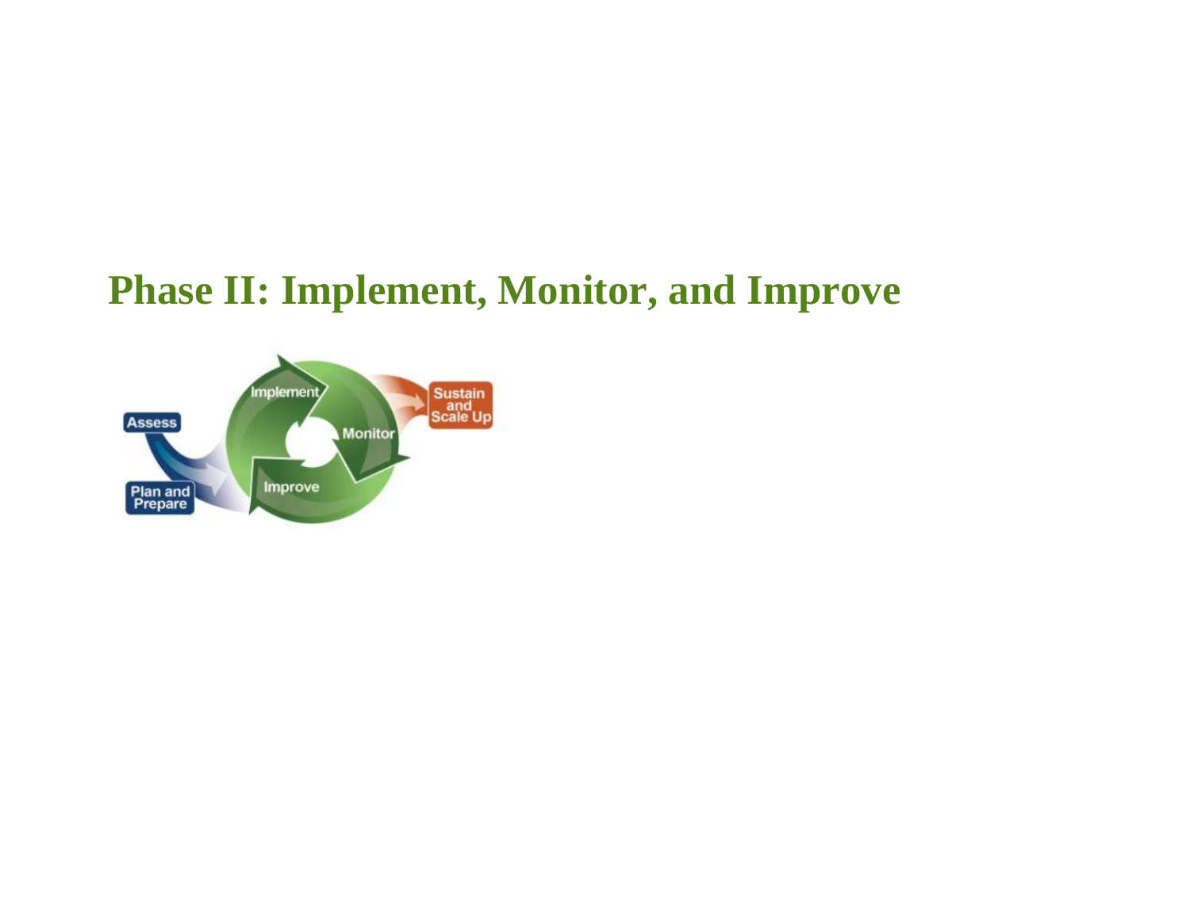## Phase II: Implement, Monitor, and Improve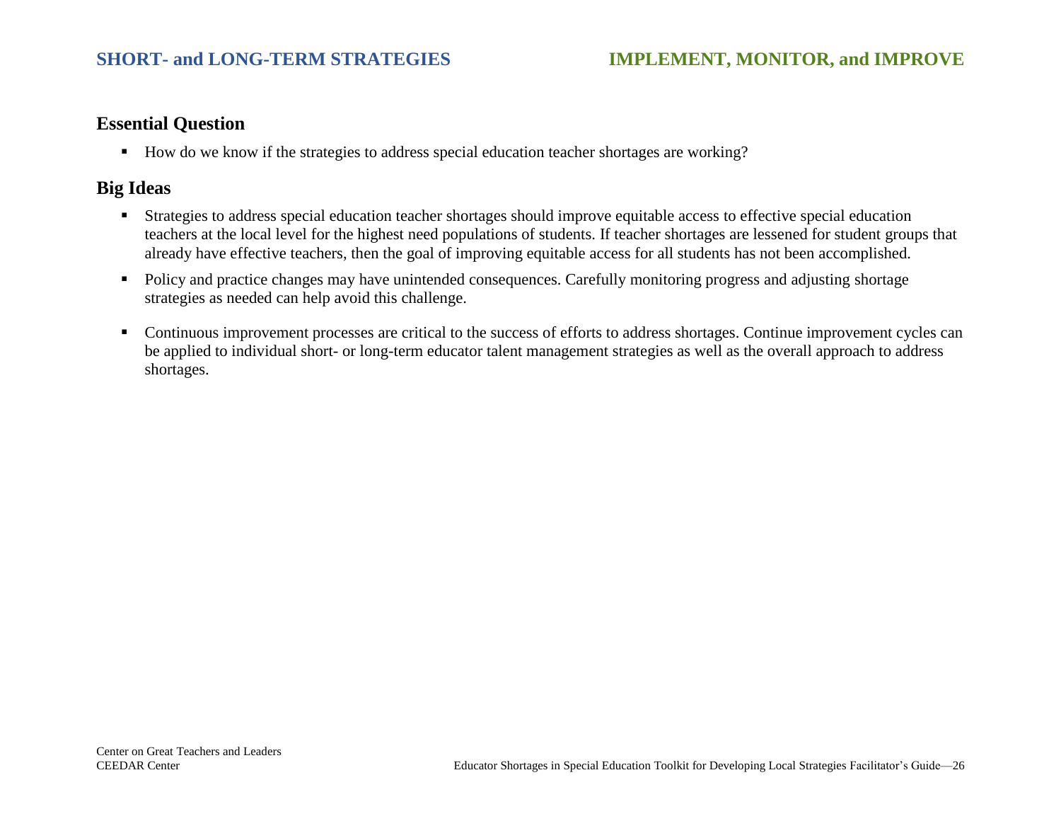## Essential Question

- How do we know if the strategies to address special education teacher shortages are working?

## Big Ideas

- Strategies to address special education teacher shortages should improve equitable access to effective special education teachers at the local level for the highest need populations of students. If teacher shortages are lessened for student groups that already have effective teachers, then the goal of improving equitable access for all students has not been accomplished.
- Policy and practice changes may have unintended consequences. Carefully monitoring progress and adjusting shortage strategies as needed can help avoid this challenge.
- Continuous improvement processes are critical to the success of efforts to address shortages. Continue improvement cycles can be applied to individual short- or long-term educator talent management strategies as well as the overall approach to address shortages.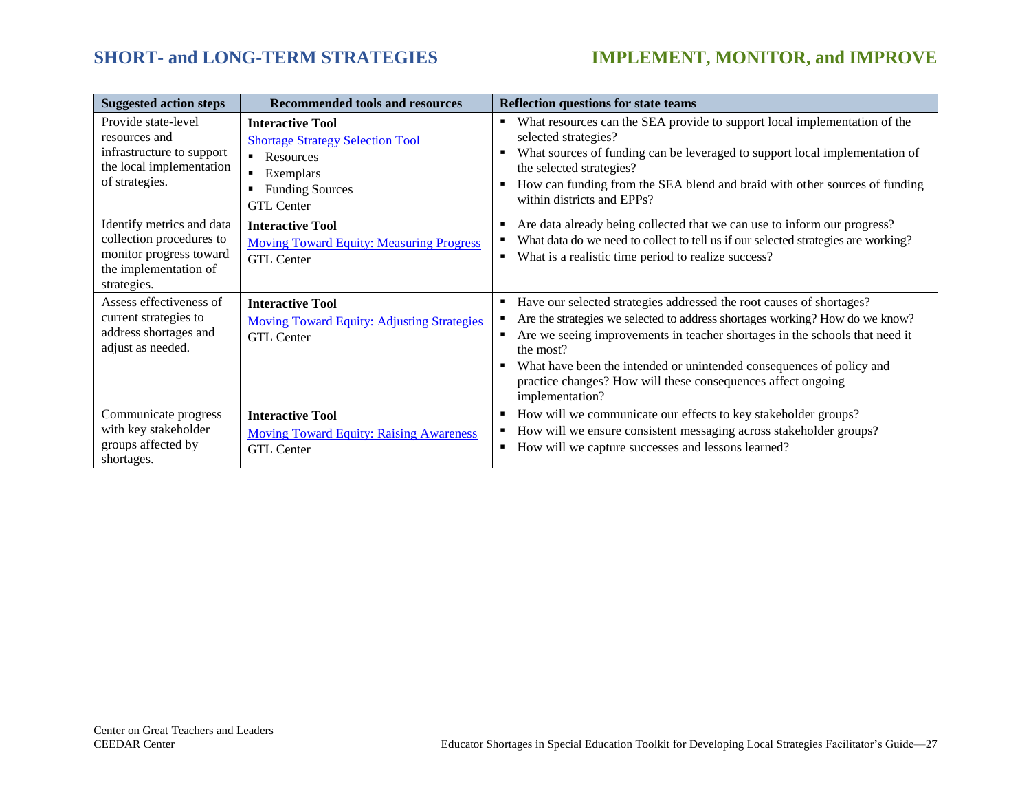## SHORT- and LONG-TERM STRATEGIES

## IMPLEMENT, MONITOR, and IMPROVE

| Suggested action steps | Recommended tools and resources | Reflection questions for state teams |
|---|---|---|
| Provide state-level resources and infrastructure to support the local implementation of strategies. | **Interactive Tool**<br>Shortage Strategy Selection Tool<br>▪ Resources<br>▪ Exemplars<br>▪ Funding Sources<br>GTL Center | ▪ What resources can the SEA provide to support local implementation of the selected strategies?<br>▪ What sources of funding can be leveraged to support local implementation of the selected strategies?<br>▪ How can funding from the SEA blend and braid with other sources of funding within districts and EPPs? |
| Identify metrics and data collection procedures to monitor progress toward the implementation of strategies. | **Interactive Tool**<br>Moving Toward Equity: Measuring Progress<br>GTL Center | ▪ Are data already being collected that we can use to inform our progress?<br>▪ What data do we need to collect to tell us if our selected strategies are working?<br>▪ What is a realistic time period to realize success? |
| Assess effectiveness of current strategies to address shortages and adjust as needed. | **Interactive Tool**<br>Moving Toward Equity: Adjusting Strategies<br>GTL Center | ▪ Have our selected strategies addressed the root causes of shortages?<br>▪ Are the strategies we selected to address shortages working? How do we know?<br>▪ Are we seeing improvements in teacher shortages in the schools that need it the most?<br>▪ What have been the intended or unintended consequences of policy and practice changes? How will these consequences affect ongoing implementation? |
| Communicate progress with key stakeholder groups affected by shortages. | **Interactive Tool**<br>Moving Toward Equity: Raising Awareness<br>GTL Center | ▪ How will we communicate our effects to key stakeholder groups?<br>▪ How will we ensure consistent messaging across stakeholder groups?<br>▪ How will we capture successes and lessons learned? |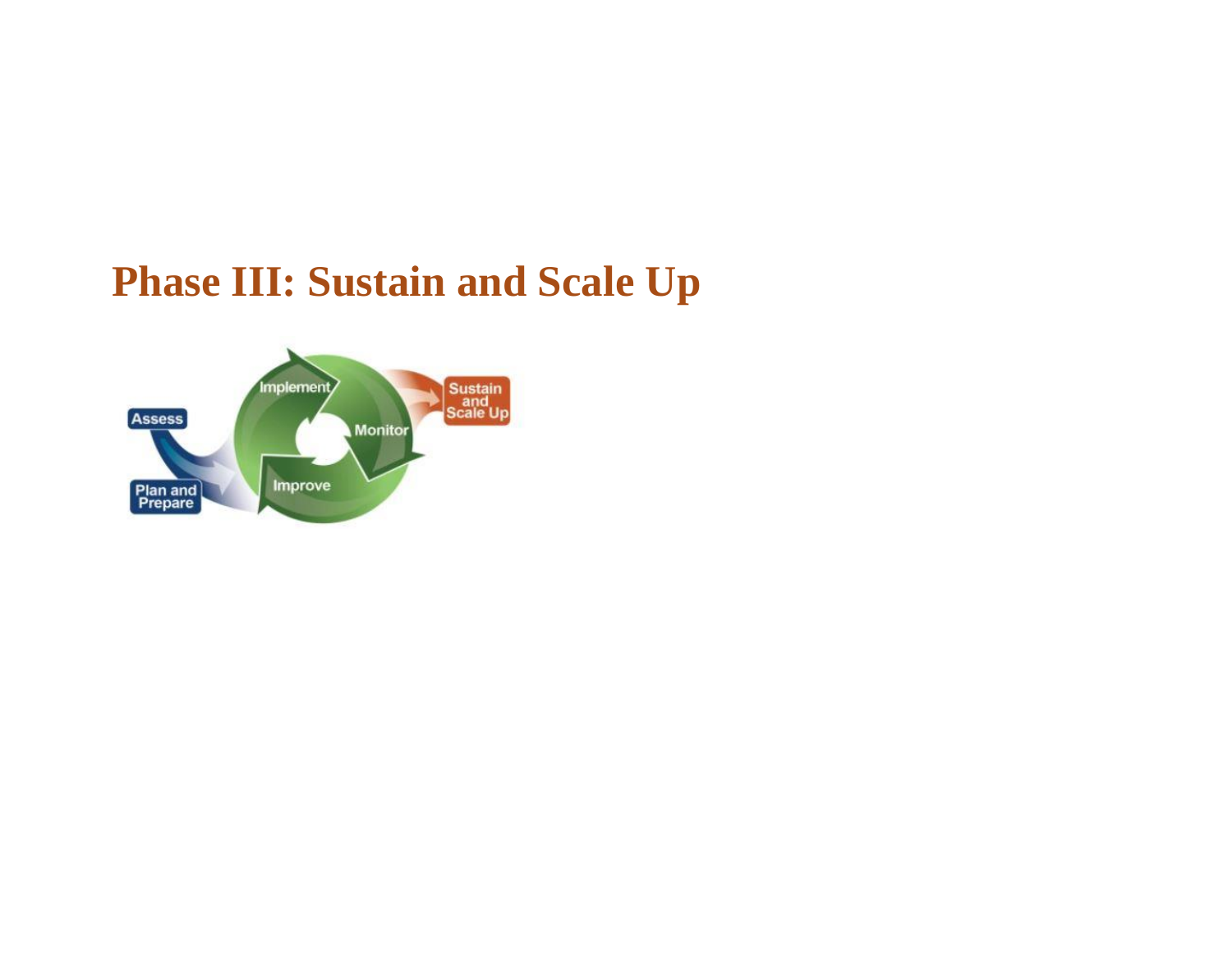# Phase III: Sustain and Scale Up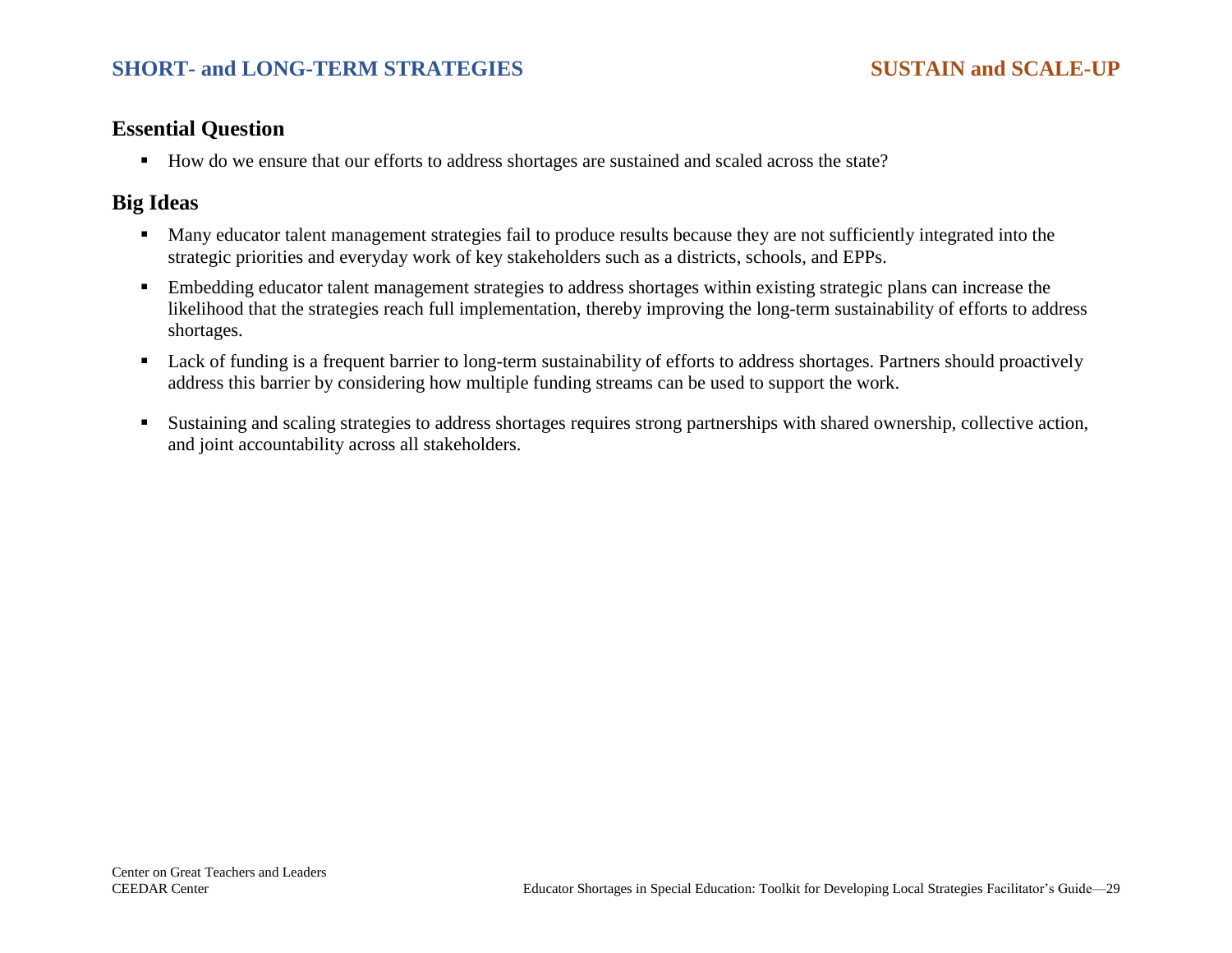## Essential Question

- How do we ensure that our efforts to address shortages are sustained and scaled across the state?

## Big Ideas

- Many educator talent management strategies fail to produce results because they are not sufficiently integrated into the strategic priorities and everyday work of key stakeholders such as a districts, schools, and EPPs.
- Embedding educator talent management strategies to address shortages within existing strategic plans can increase the likelihood that the strategies reach full implementation, thereby improving the long-term sustainability of efforts to address shortages.
- Lack of funding is a frequent barrier to long-term sustainability of efforts to address shortages. Partners should proactively address this barrier by considering how multiple funding streams can be used to support the work.
- Sustaining and scaling strategies to address shortages requires strong partnerships with shared ownership, collective action, and joint accountability across all stakeholders.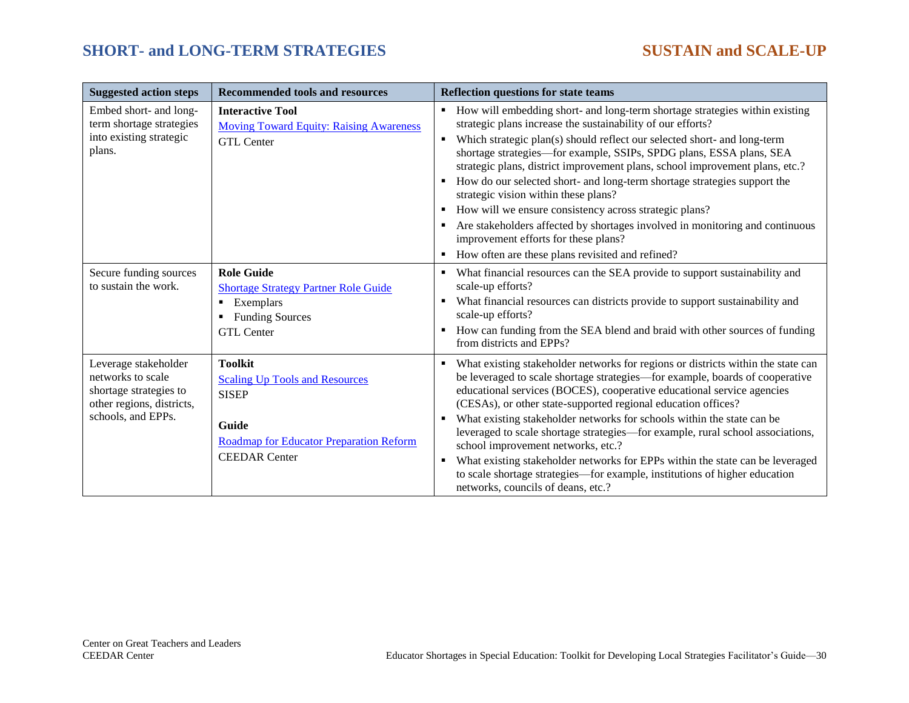## SHORT- and LONG-TERM STRATEGIES

## SUSTAIN and SCALE-UP

| Suggested action steps | Recommended tools and resources | Reflection questions for state teams |
|---|---|---|
| Embed short- and long-term shortage strategies into existing strategic plans. | **Interactive Tool**<br>[Moving Toward Equity: Raising Awareness]<br>GTL Center | ▪ How will embedding short- and long-term shortage strategies within existing strategic plans increase the sustainability of our efforts?<br>▪ Which strategic plan(s) should reflect our selected short- and long-term shortage strategies—for example, SSIPs, SPDG plans, ESSA plans, SEA strategic plans, district improvement plans, school improvement plans, etc.?<br>▪ How do our selected short- and long-term shortage strategies support the strategic vision within these plans?<br>▪ How will we ensure consistency across strategic plans?<br>▪ Are stakeholders affected by shortages involved in monitoring and continuous improvement efforts for these plans?<br>▪ How often are these plans revisited and refined? |
| Secure funding sources to sustain the work. | **Role Guide**<br>[Shortage Strategy Partner Role Guide]<br>▪ Exemplars<br>▪ Funding Sources<br>GTL Center | ▪ What financial resources can the SEA provide to support sustainability and scale-up efforts?<br>▪ What financial resources can districts provide to support sustainability and scale-up efforts?<br>▪ How can funding from the SEA blend and braid with other sources of funding from districts and EPPs? |
| Leverage stakeholder networks to scale shortage strategies to other regions, districts, schools, and EPPs. | **Toolkit**<br>[Scaling Up Tools and Resources]<br>SISEP<br><br>**Guide**<br>[Roadmap for Educator Preparation Reform]<br>CEEDAR Center | ▪ What existing stakeholder networks for regions or districts within the state can be leveraged to scale shortage strategies—for example, boards of cooperative educational services (BOCES), cooperative educational service agencies (CESAs), or other state-supported regional education offices?<br>▪ What existing stakeholder networks for schools within the state can be leveraged to scale shortage strategies—for example, rural school associations, school improvement networks, etc.?<br>▪ What existing stakeholder networks for EPPs within the state can be leveraged to scale shortage strategies—for example, institutions of higher education networks, councils of deans, etc.? |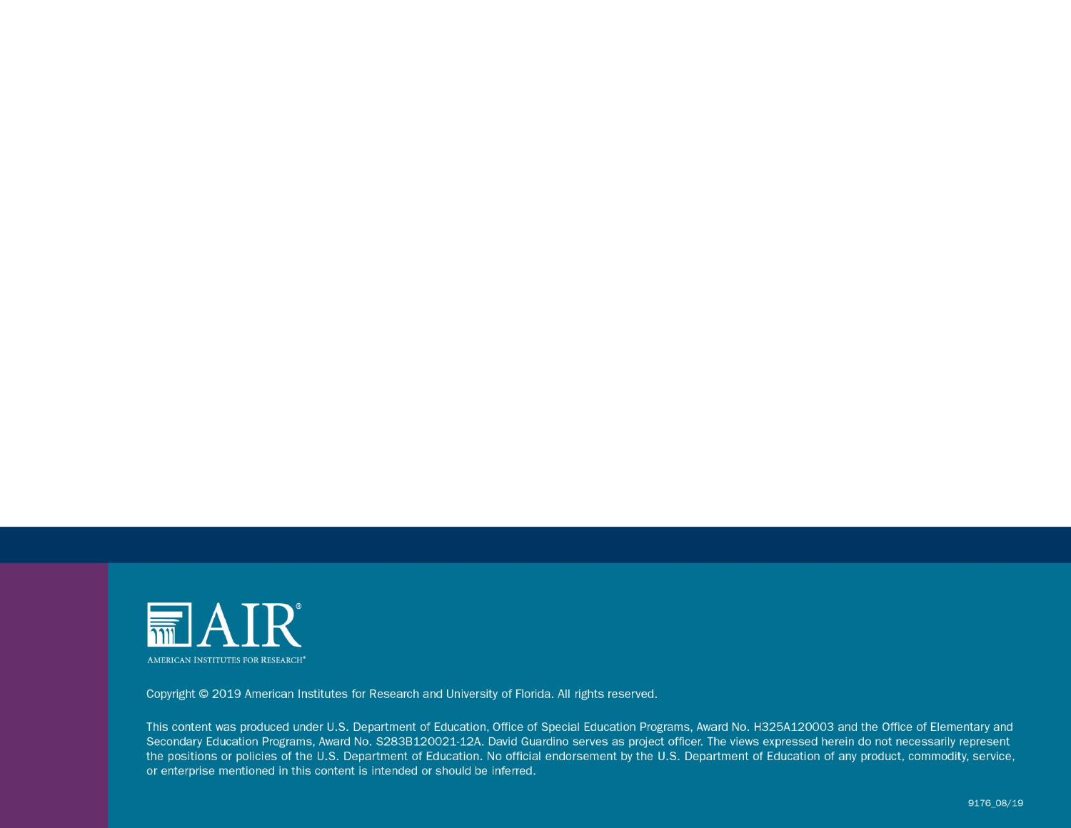AIR®

AMERICAN INSTITUTES FOR RESEARCH®

Copyright © 2019 American Institutes for Research and University of Florida. All rights reserved.

This content was produced under U.S. Department of Education, Office of Special Education Programs, Award No. H325A120003 and the Office of Elementary and Secondary Education Programs, Award No. S283B120021-12A. David Guardino serves as project officer. The views expressed herein do not necessarily represent the positions or policies of the U.S. Department of Education. No official endorsement by the U.S. Department of Education of any product, commodity, service, or enterprise mentioned in this content is intended or should be inferred.

9176_08/19